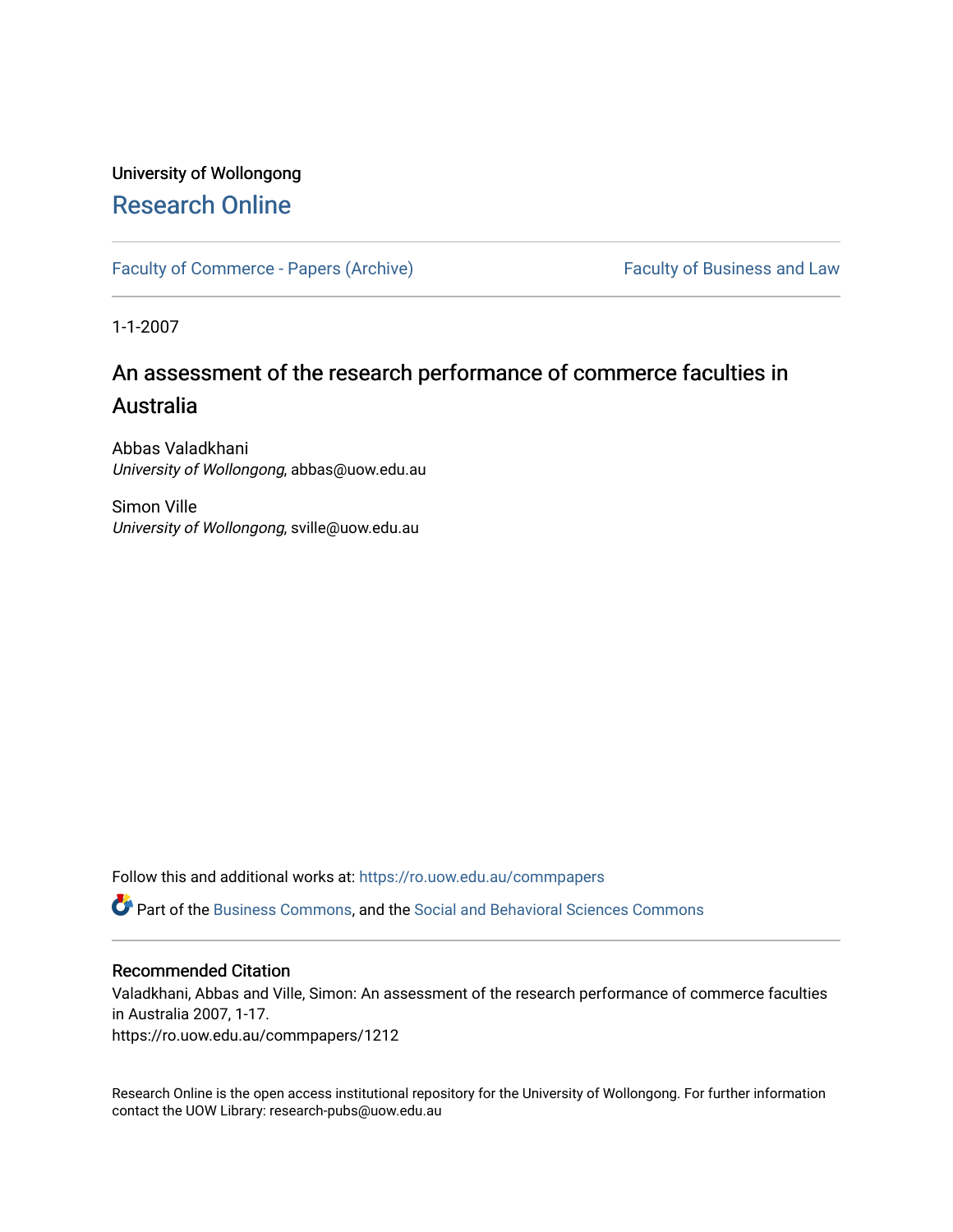University of Wollongong

# Research Online

Faculty of Commerce - Papers (Archive) | Faculty of Business and Law

1-1-2007

## An assessment of the research performance of commerce faculties in Australia

Abbas Valadkhani
*University of Wollongong*, abbas@uow.edu.au

Simon Ville
*University of Wollongong*, sville@uow.edu.au

Follow this and additional works at: https://ro.uow.edu.au/commpapers

Part of the Business Commons, and the Social and Behavioral Sciences Commons

### Recommended Citation

Valadkhani, Abbas and Ville, Simon: An assessment of the research performance of commerce faculties in Australia 2007, 1-17.
https://ro.uow.edu.au/commpapers/1212

Research Online is the open access institutional repository for the University of Wollongong. For further information contact the UOW Library: research-pubs@uow.edu.au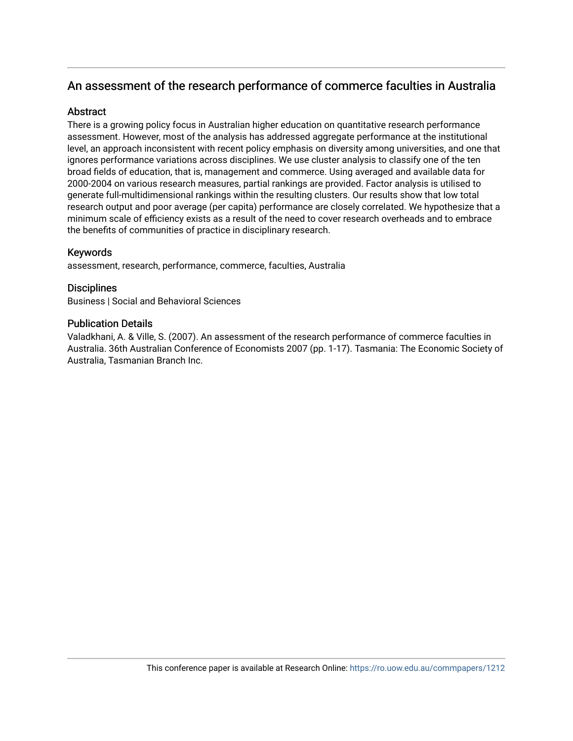## An assessment of the research performance of commerce faculties in Australia

### Abstract

There is a growing policy focus in Australian higher education on quantitative research performance assessment. However, most of the analysis has addressed aggregate performance at the institutional level, an approach inconsistent with recent policy emphasis on diversity among universities, and one that ignores performance variations across disciplines. We use cluster analysis to classify one of the ten broad fields of education, that is, management and commerce. Using averaged and available data for 2000-2004 on various research measures, partial rankings are provided. Factor analysis is utilised to generate full-multidimensional rankings within the resulting clusters. Our results show that low total research output and poor average (per capita) performance are closely correlated. We hypothesize that a minimum scale of efficiency exists as a result of the need to cover research overheads and to embrace the benefits of communities of practice in disciplinary research.

### Keywords

assessment, research, performance, commerce, faculties, Australia

### Disciplines

Business | Social and Behavioral Sciences

### Publication Details

Valadkhani, A. & Ville, S. (2007). An assessment of the research performance of commerce faculties in Australia. 36th Australian Conference of Economists 2007 (pp. 1-17). Tasmania: The Economic Society of Australia, Tasmanian Branch Inc.

This conference paper is available at Research Online: https://ro.uow.edu.au/commpapers/1212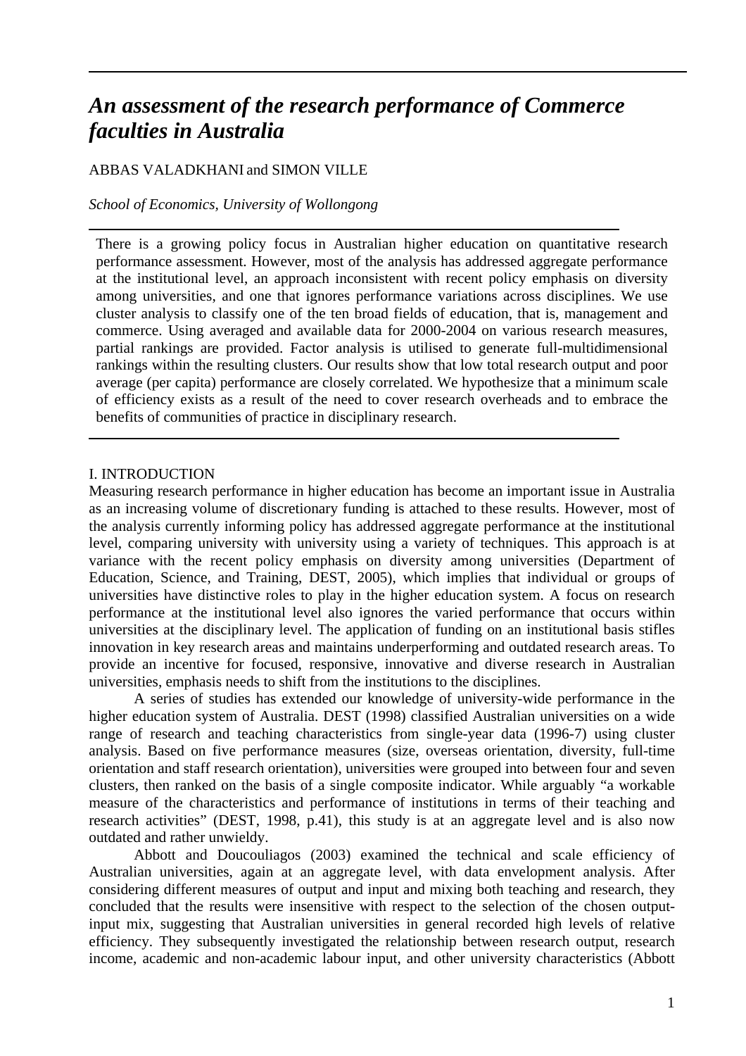# *An assessment of the research performance of Commerce faculties in Australia*

ABBAS VALADKHANI and SIMON VILLE

*School of Economics, University of Wollongong*

There is a growing policy focus in Australian higher education on quantitative research performance assessment. However, most of the analysis has addressed aggregate performance at the institutional level, an approach inconsistent with recent policy emphasis on diversity among universities, and one that ignores performance variations across disciplines. We use cluster analysis to classify one of the ten broad fields of education, that is, management and commerce. Using averaged and available data for 2000-2004 on various research measures, partial rankings are provided. Factor analysis is utilised to generate full-multidimensional rankings within the resulting clusters. Our results show that low total research output and poor average (per capita) performance are closely correlated. We hypothesize that a minimum scale of efficiency exists as a result of the need to cover research overheads and to embrace the benefits of communities of practice in disciplinary research.

## I. INTRODUCTION

Measuring research performance in higher education has become an important issue in Australia as an increasing volume of discretionary funding is attached to these results. However, most of the analysis currently informing policy has addressed aggregate performance at the institutional level, comparing university with university using a variety of techniques. This approach is at variance with the recent policy emphasis on diversity among universities (Department of Education, Science, and Training, DEST, 2005), which implies that individual or groups of universities have distinctive roles to play in the higher education system. A focus on research performance at the institutional level also ignores the varied performance that occurs within universities at the disciplinary level. The application of funding on an institutional basis stifles innovation in key research areas and maintains underperforming and outdated research areas. To provide an incentive for focused, responsive, innovative and diverse research in Australian universities, emphasis needs to shift from the institutions to the disciplines.

A series of studies has extended our knowledge of university-wide performance in the higher education system of Australia. DEST (1998) classified Australian universities on a wide range of research and teaching characteristics from single-year data (1996-7) using cluster analysis. Based on five performance measures (size, overseas orientation, diversity, full-time orientation and staff research orientation), universities were grouped into between four and seven clusters, then ranked on the basis of a single composite indicator. While arguably "a workable measure of the characteristics and performance of institutions in terms of their teaching and research activities" (DEST, 1998, p.41), this study is at an aggregate level and is also now outdated and rather unwieldy.

Abbott and Doucouliagos (2003) examined the technical and scale efficiency of Australian universities, again at an aggregate level, with data envelopment analysis. After considering different measures of output and input and mixing both teaching and research, they concluded that the results were insensitive with respect to the selection of the chosen output-input mix, suggesting that Australian universities in general recorded high levels of relative efficiency. They subsequently investigated the relationship between research output, research income, academic and non-academic labour input, and other university characteristics (Abbott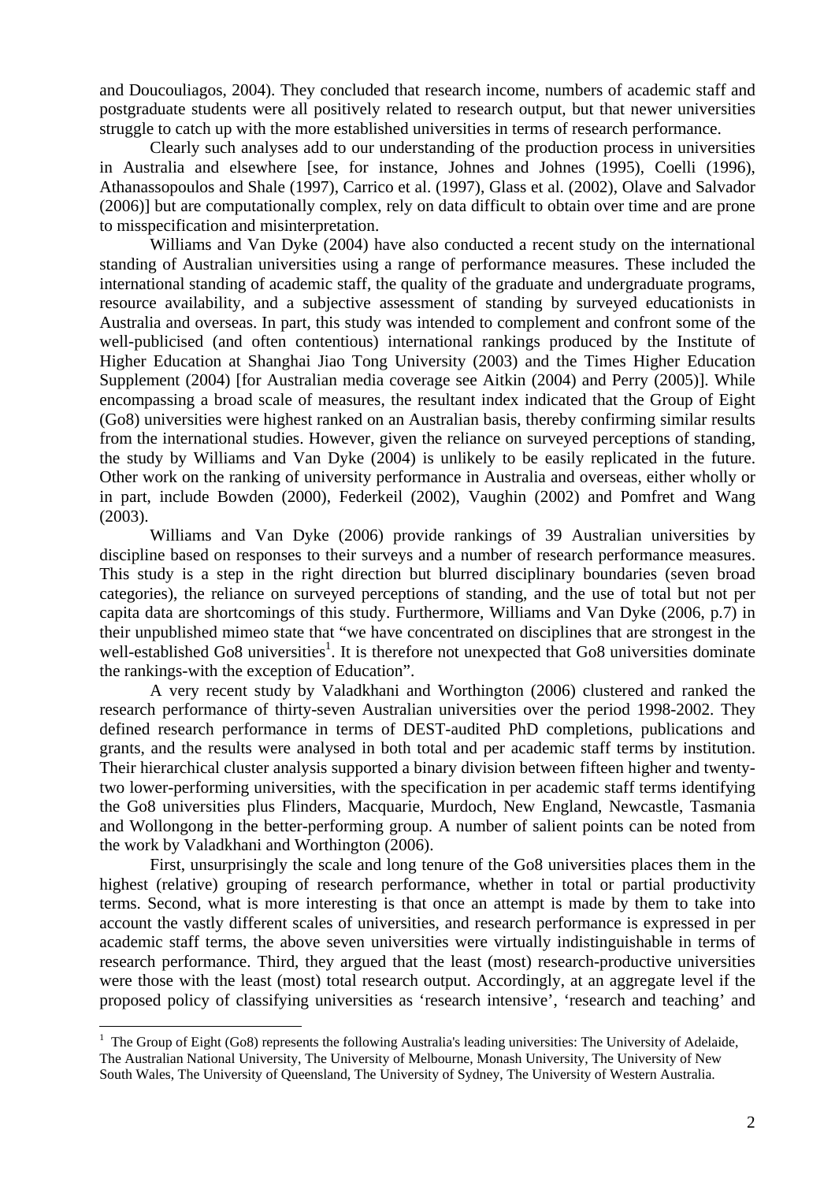and Doucouliagos, 2004). They concluded that research income, numbers of academic staff and postgraduate students were all positively related to research output, but that newer universities struggle to catch up with the more established universities in terms of research performance.

Clearly such analyses add to our understanding of the production process in universities in Australia and elsewhere [see, for instance, Johnes and Johnes (1995), Coelli (1996), Athanassopoulos and Shale (1997), Carrico et al. (1997), Glass et al. (2002), Olave and Salvador (2006)] but are computationally complex, rely on data difficult to obtain over time and are prone to misspecification and misinterpretation.

Williams and Van Dyke (2004) have also conducted a recent study on the international standing of Australian universities using a range of performance measures. These included the international standing of academic staff, the quality of the graduate and undergraduate programs, resource availability, and a subjective assessment of standing by surveyed educationists in Australia and overseas. In part, this study was intended to complement and confront some of the well-publicised (and often contentious) international rankings produced by the Institute of Higher Education at Shanghai Jiao Tong University (2003) and the Times Higher Education Supplement (2004) [for Australian media coverage see Aitkin (2004) and Perry (2005)]. While encompassing a broad scale of measures, the resultant index indicated that the Group of Eight (Go8) universities were highest ranked on an Australian basis, thereby confirming similar results from the international studies. However, given the reliance on surveyed perceptions of standing, the study by Williams and Van Dyke (2004) is unlikely to be easily replicated in the future. Other work on the ranking of university performance in Australia and overseas, either wholly or in part, include Bowden (2000), Federkeil (2002), Vaughin (2002) and Pomfret and Wang (2003).

Williams and Van Dyke (2006) provide rankings of 39 Australian universities by discipline based on responses to their surveys and a number of research performance measures. This study is a step in the right direction but blurred disciplinary boundaries (seven broad categories), the reliance on surveyed perceptions of standing, and the use of total but not per capita data are shortcomings of this study. Furthermore, Williams and Van Dyke (2006, p.7) in their unpublished mimeo state that "we have concentrated on disciplines that are strongest in the well-established Go8 universities[1]. It is therefore not unexpected that Go8 universities dominate the rankings-with the exception of Education".

A very recent study by Valadkhani and Worthington (2006) clustered and ranked the research performance of thirty-seven Australian universities over the period 1998-2002. They defined research performance in terms of DEST-audited PhD completions, publications and grants, and the results were analysed in both total and per academic staff terms by institution. Their hierarchical cluster analysis supported a binary division between fifteen higher and twenty-two lower-performing universities, with the specification in per academic staff terms identifying the Go8 universities plus Flinders, Macquarie, Murdoch, New England, Newcastle, Tasmania and Wollongong in the better-performing group. A number of salient points can be noted from the work by Valadkhani and Worthington (2006).

First, unsurprisingly the scale and long tenure of the Go8 universities places them in the highest (relative) grouping of research performance, whether in total or partial productivity terms. Second, what is more interesting is that once an attempt is made by them to take into account the vastly different scales of universities, and research performance is expressed in per academic staff terms, the above seven universities were virtually indistinguishable in terms of research performance. Third, they argued that the least (most) research-productive universities were those with the least (most) total research output. Accordingly, at an aggregate level if the proposed policy of classifying universities as 'research intensive', 'research and teaching' and

[1] The Group of Eight (Go8) represents the following Australia's leading universities: The University of Adelaide, The Australian National University, The University of Melbourne, Monash University, The University of New South Wales, The University of Queensland, The University of Sydney, The University of Western Australia.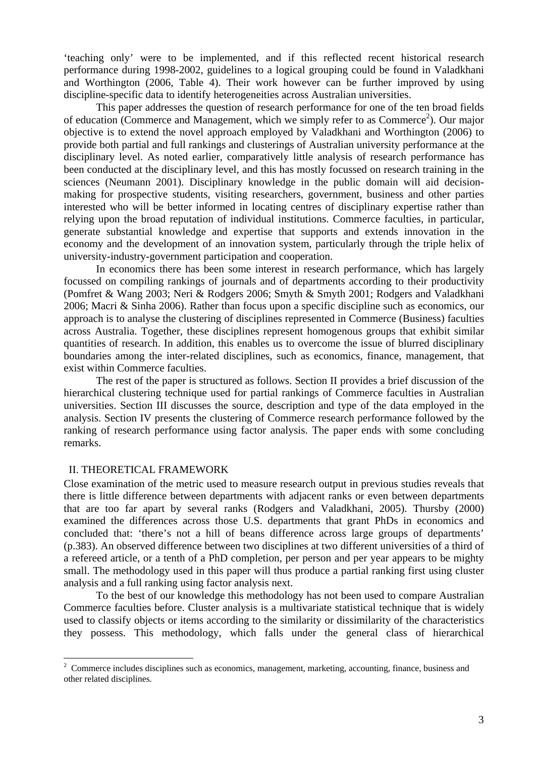'teaching only' were to be implemented, and if this reflected recent historical research performance during 1998-2002, guidelines to a logical grouping could be found in Valadkhani and Worthington (2006, Table 4). Their work however can be further improved by using discipline-specific data to identify heterogeneities across Australian universities.

This paper addresses the question of research performance for one of the ten broad fields of education (Commerce and Management, which we simply refer to as Commerce[2]). Our major objective is to extend the novel approach employed by Valadkhani and Worthington (2006) to provide both partial and full rankings and clusterings of Australian university performance at the disciplinary level. As noted earlier, comparatively little analysis of research performance has been conducted at the disciplinary level, and this has mostly focussed on research training in the sciences (Neumann 2001). Disciplinary knowledge in the public domain will aid decision-making for prospective students, visiting researchers, government, business and other parties interested who will be better informed in locating centres of disciplinary expertise rather than relying upon the broad reputation of individual institutions. Commerce faculties, in particular, generate substantial knowledge and expertise that supports and extends innovation in the economy and the development of an innovation system, particularly through the triple helix of university-industry-government participation and cooperation.

In economics there has been some interest in research performance, which has largely focussed on compiling rankings of journals and of departments according to their productivity (Pomfret & Wang 2003; Neri & Rodgers 2006; Smyth & Smyth 2001; Rodgers and Valadkhani 2006; Macri & Sinha 2006). Rather than focus upon a specific discipline such as economics, our approach is to analyse the clustering of disciplines represented in Commerce (Business) faculties across Australia. Together, these disciplines represent homogenous groups that exhibit similar quantities of research. In addition, this enables us to overcome the issue of blurred disciplinary boundaries among the inter-related disciplines, such as economics, finance, management, that exist within Commerce faculties.

The rest of the paper is structured as follows. Section II provides a brief discussion of the hierarchical clustering technique used for partial rankings of Commerce faculties in Australian universities. Section III discusses the source, description and type of the data employed in the analysis. Section IV presents the clustering of Commerce research performance followed by the ranking of research performance using factor analysis. The paper ends with some concluding remarks.

## II. THEORETICAL FRAMEWORK

Close examination of the metric used to measure research output in previous studies reveals that there is little difference between departments with adjacent ranks or even between departments that are too far apart by several ranks (Rodgers and Valadkhani, 2005). Thursby (2000) examined the differences across those U.S. departments that grant PhDs in economics and concluded that: 'there's not a hill of beans difference across large groups of departments' (p.383). An observed difference between two disciplines at two different universities of a third of a refereed article, or a tenth of a PhD completion, per person and per year appears to be mighty small. The methodology used in this paper will thus produce a partial ranking first using cluster analysis and a full ranking using factor analysis next.

To the best of our knowledge this methodology has not been used to compare Australian Commerce faculties before. Cluster analysis is a multivariate statistical technique that is widely used to classify objects or items according to the similarity or dissimilarity of the characteristics they possess. This methodology, which falls under the general class of hierarchical

[2] Commerce includes disciplines such as economics, management, marketing, accounting, finance, business and other related disciplines.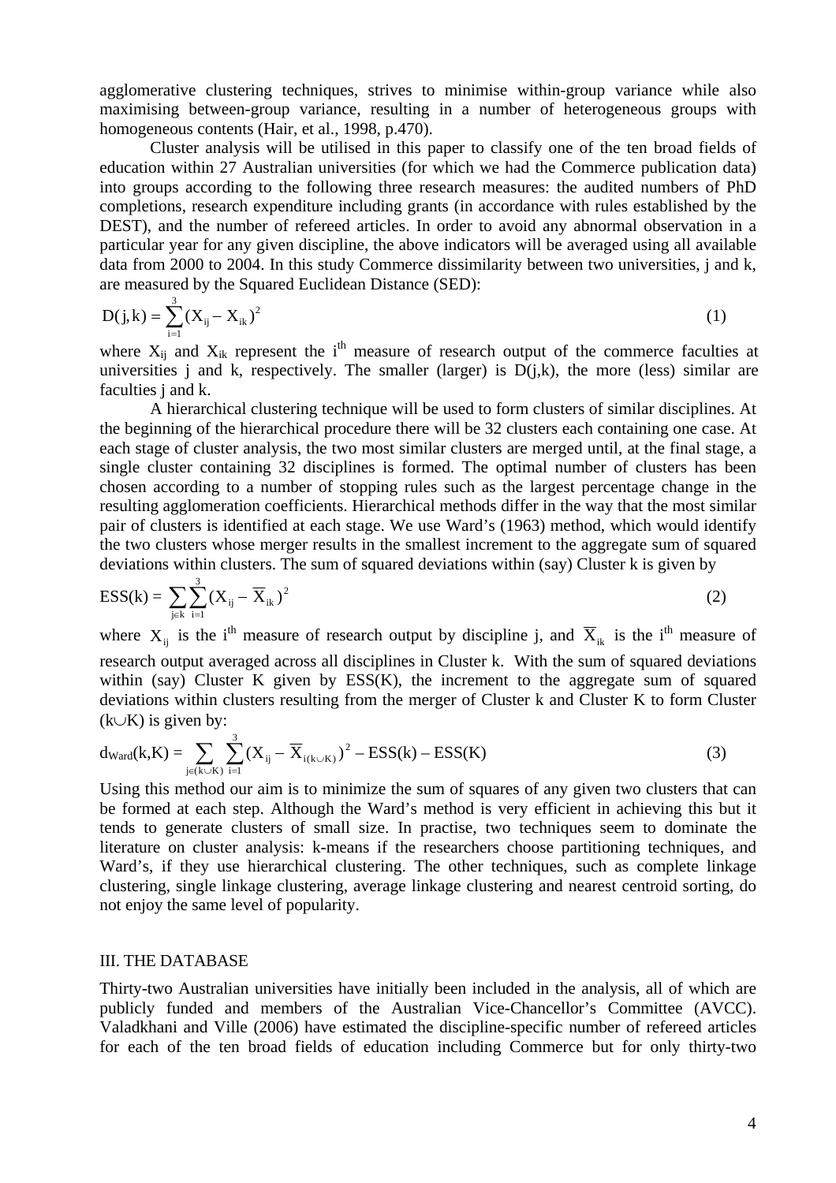agglomerative clustering techniques, strives to minimise within-group variance while also maximising between-group variance, resulting in a number of heterogeneous groups with homogeneous contents (Hair, et al., 1998, p.470).

Cluster analysis will be utilised in this paper to classify one of the ten broad fields of education within 27 Australian universities (for which we had the Commerce publication data) into groups according to the following three research measures: the audited numbers of PhD completions, research expenditure including grants (in accordance with rules established by the DEST), and the number of refereed articles. In order to avoid any abnormal observation in a particular year for any given discipline, the above indicators will be averaged using all available data from 2000 to 2004. In this study Commerce dissimilarity between two universities, j and k, are measured by the Squared Euclidean Distance (SED):

$$D(j,k) = \sum_{i=1}^{3} (X_{ij} - X_{ik})^2 \tag{1}$$

where $X_{ij}$ and $X_{ik}$ represent the i[th] measure of research output of the commerce faculties at universities j and k, respectively. The smaller (larger) is D(j,k), the more (less) similar are faculties j and k.

A hierarchical clustering technique will be used to form clusters of similar disciplines. At the beginning of the hierarchical procedure there will be 32 clusters each containing one case. At each stage of cluster analysis, the two most similar clusters are merged until, at the final stage, a single cluster containing 32 disciplines is formed. The optimal number of clusters has been chosen according to a number of stopping rules such as the largest percentage change in the resulting agglomeration coefficients. Hierarchical methods differ in the way that the most similar pair of clusters is identified at each stage. We use Ward's (1963) method, which would identify the two clusters whose merger results in the smallest increment to the aggregate sum of squared deviations within clusters. The sum of squared deviations within (say) Cluster k is given by

$$ESS(k) = \sum_{j \in k} \sum_{i=1}^{3} (X_{ij} - \overline{X}_{ik})^2 \tag{2}$$

where $X_{ij}$ is the i[th] measure of research output by discipline j, and $\overline{X}_{ik}$ is the i[th] measure of research output averaged across all disciplines in Cluster k. With the sum of squared deviations within (say) Cluster K given by ESS(K), the increment to the aggregate sum of squared deviations within clusters resulting from the merger of Cluster k and Cluster K to form Cluster $(k \cup K)$ is given by:

$$d_{Ward}(k,K) = \sum_{j \in (k \cup K)} \sum_{i=1}^{3} (X_{ij} - \overline{X}_{i(k \cup K)})^2 - ESS(k) - ESS(K) \tag{3}$$

Using this method our aim is to minimize the sum of squares of any given two clusters that can be formed at each step. Although the Ward's method is very efficient in achieving this but it tends to generate clusters of small size. In practise, two techniques seem to dominate the literature on cluster analysis: k-means if the researchers choose partitioning techniques, and Ward's, if they use hierarchical clustering. The other techniques, such as complete linkage clustering, single linkage clustering, average linkage clustering and nearest centroid sorting, do not enjoy the same level of popularity.

## III. THE DATABASE

Thirty-two Australian universities have initially been included in the analysis, all of which are publicly funded and members of the Australian Vice-Chancellor's Committee (AVCC). Valadkhani and Ville (2006) have estimated the discipline-specific number of refereed articles for each of the ten broad fields of education including Commerce but for only thirty-two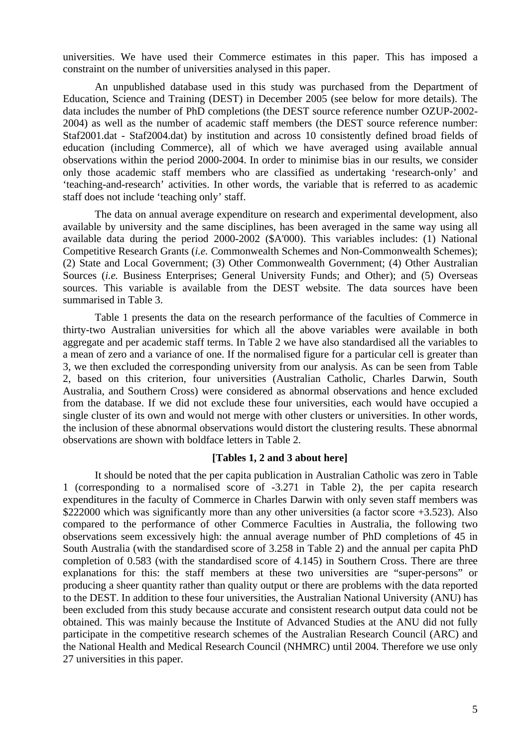universities. We have used their Commerce estimates in this paper. This has imposed a constraint on the number of universities analysed in this paper.

An unpublished database used in this study was purchased from the Department of Education, Science and Training (DEST) in December 2005 (see below for more details). The data includes the number of PhD completions (the DEST source reference number OZUP-2002-2004) as well as the number of academic staff members (the DEST source reference number: Staf2001.dat - Staf2004.dat) by institution and across 10 consistently defined broad fields of education (including Commerce), all of which we have averaged using available annual observations within the period 2000-2004. In order to minimise bias in our results, we consider only those academic staff members who are classified as undertaking 'research-only' and 'teaching-and-research' activities. In other words, the variable that is referred to as academic staff does not include 'teaching only' staff.

The data on annual average expenditure on research and experimental development, also available by university and the same disciplines, has been averaged in the same way using all available data during the period 2000-2002 ($A'000). This variables includes: (1) National Competitive Research Grants (*i.e.* Commonwealth Schemes and Non-Commonwealth Schemes); (2) State and Local Government; (3) Other Commonwealth Government; (4) Other Australian Sources (*i.e.* Business Enterprises; General University Funds; and Other); and (5) Overseas sources. This variable is available from the DEST website. The data sources have been summarised in Table 3.

Table 1 presents the data on the research performance of the faculties of Commerce in thirty-two Australian universities for which all the above variables were available in both aggregate and per academic staff terms. In Table 2 we have also standardised all the variables to a mean of zero and a variance of one. If the normalised figure for a particular cell is greater than 3, we then excluded the corresponding university from our analysis. As can be seen from Table 2, based on this criterion, four universities (Australian Catholic, Charles Darwin, South Australia, and Southern Cross) were considered as abnormal observations and hence excluded from the database. If we did not exclude these four universities, each would have occupied a single cluster of its own and would not merge with other clusters or universities. In other words, the inclusion of these abnormal observations would distort the clustering results. These abnormal observations are shown with boldface letters in Table 2.

**[Tables 1, 2 and 3 about here]**

It should be noted that the per capita publication in Australian Catholic was zero in Table 1 (corresponding to a normalised score of -3.271 in Table 2), the per capita research expenditures in the faculty of Commerce in Charles Darwin with only seven staff members was $222000 which was significantly more than any other universities (a factor score +3.523). Also compared to the performance of other Commerce Faculties in Australia, the following two observations seem excessively high: the annual average number of PhD completions of 45 in South Australia (with the standardised score of 3.258 in Table 2) and the annual per capita PhD completion of 0.583 (with the standardised score of 4.145) in Southern Cross. There are three explanations for this: the staff members at these two universities are "super-persons" or producing a sheer quantity rather than quality output or there are problems with the data reported to the DEST. In addition to these four universities, the Australian National University (ANU) has been excluded from this study because accurate and consistent research output data could not be obtained. This was mainly because the Institute of Advanced Studies at the ANU did not fully participate in the competitive research schemes of the Australian Research Council (ARC) and the National Health and Medical Research Council (NHMRC) until 2004. Therefore we use only 27 universities in this paper.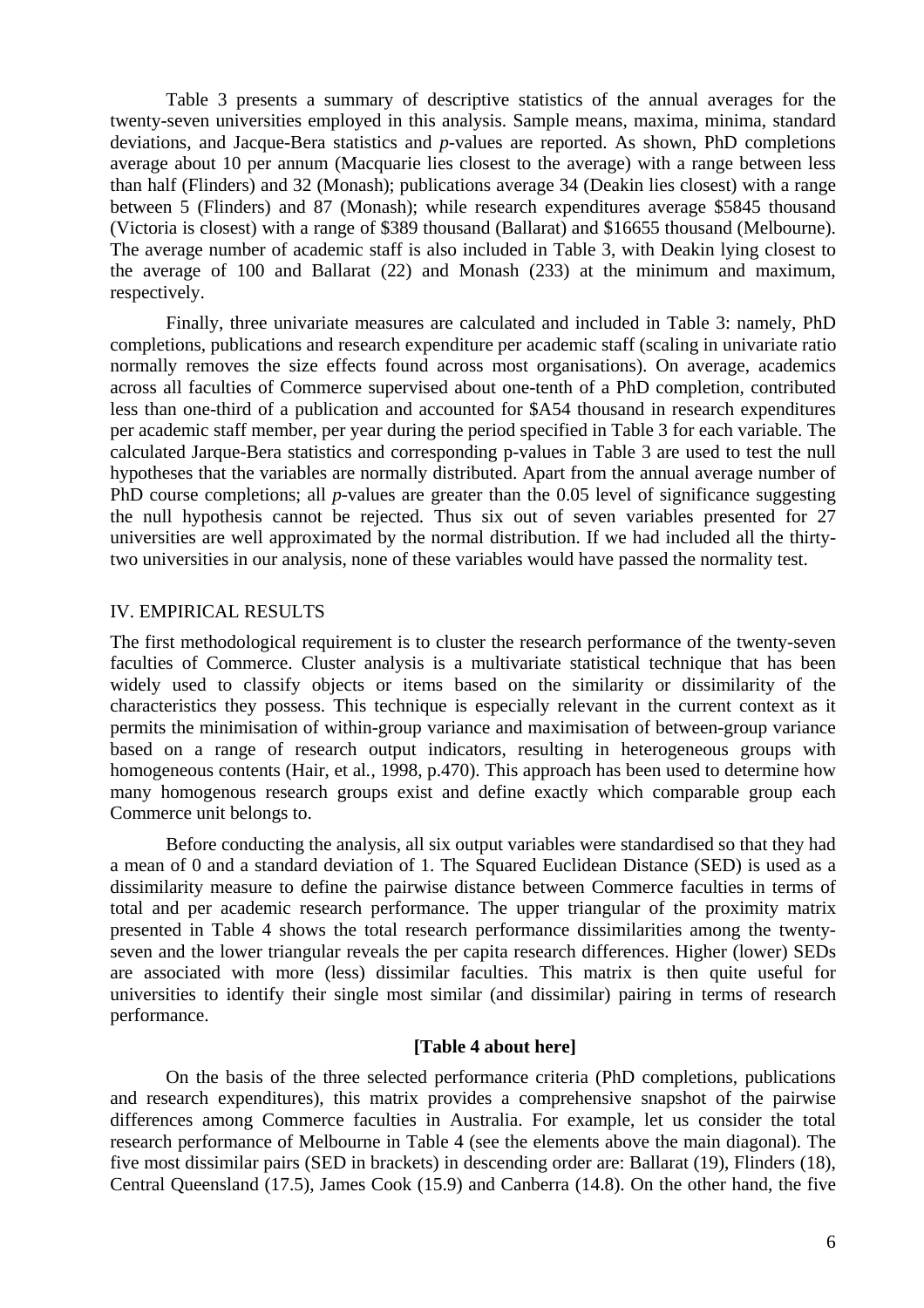Table 3 presents a summary of descriptive statistics of the annual averages for the twenty-seven universities employed in this analysis. Sample means, maxima, minima, standard deviations, and Jacque-Bera statistics and *p*-values are reported. As shown, PhD completions average about 10 per annum (Macquarie lies closest to the average) with a range between less than half (Flinders) and 32 (Monash); publications average 34 (Deakin lies closest) with a range between 5 (Flinders) and 87 (Monash); while research expenditures average $5845 thousand (Victoria is closest) with a range of $389 thousand (Ballarat) and $16655 thousand (Melbourne). The average number of academic staff is also included in Table 3, with Deakin lying closest to the average of 100 and Ballarat (22) and Monash (233) at the minimum and maximum, respectively.

Finally, three univariate measures are calculated and included in Table 3: namely, PhD completions, publications and research expenditure per academic staff (scaling in univariate ratio normally removes the size effects found across most organisations). On average, academics across all faculties of Commerce supervised about one-tenth of a PhD completion, contributed less than one-third of a publication and accounted for $A54 thousand in research expenditures per academic staff member, per year during the period specified in Table 3 for each variable. The calculated Jarque-Bera statistics and corresponding p-values in Table 3 are used to test the null hypotheses that the variables are normally distributed. Apart from the annual average number of PhD course completions; all *p*-values are greater than the 0.05 level of significance suggesting the null hypothesis cannot be rejected. Thus six out of seven variables presented for 27 universities are well approximated by the normal distribution. If we had included all the thirty-two universities in our analysis, none of these variables would have passed the normality test.

## IV. EMPIRICAL RESULTS

The first methodological requirement is to cluster the research performance of the twenty-seven faculties of Commerce. Cluster analysis is a multivariate statistical technique that has been widely used to classify objects or items based on the similarity or dissimilarity of the characteristics they possess. This technique is especially relevant in the current context as it permits the minimisation of within-group variance and maximisation of between-group variance based on a range of research output indicators, resulting in heterogeneous groups with homogeneous contents (Hair, et al*.,* 1998, p.470). This approach has been used to determine how many homogenous research groups exist and define exactly which comparable group each Commerce unit belongs to.

Before conducting the analysis, all six output variables were standardised so that they had a mean of 0 and a standard deviation of 1. The Squared Euclidean Distance (SED) is used as a dissimilarity measure to define the pairwise distance between Commerce faculties in terms of total and per academic research performance. The upper triangular of the proximity matrix presented in Table 4 shows the total research performance dissimilarities among the twenty-seven and the lower triangular reveals the per capita research differences. Higher (lower) SEDs are associated with more (less) dissimilar faculties. This matrix is then quite useful for universities to identify their single most similar (and dissimilar) pairing in terms of research performance.

**[Table 4 about here]**

On the basis of the three selected performance criteria (PhD completions, publications and research expenditures), this matrix provides a comprehensive snapshot of the pairwise differences among Commerce faculties in Australia. For example, let us consider the total research performance of Melbourne in Table 4 (see the elements above the main diagonal). The five most dissimilar pairs (SED in brackets) in descending order are: Ballarat (19), Flinders (18), Central Queensland (17.5), James Cook (15.9) and Canberra (14.8). On the other hand, the five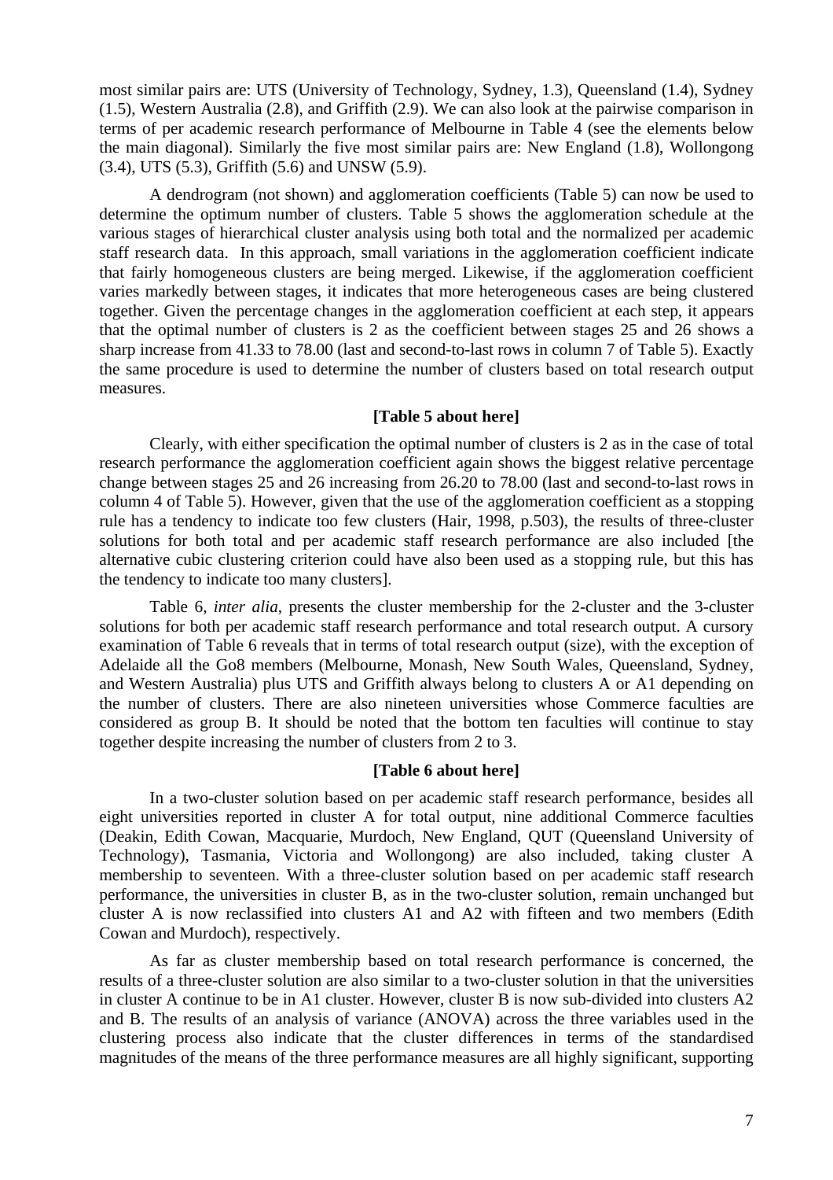most similar pairs are: UTS (University of Technology, Sydney, 1.3), Queensland (1.4), Sydney (1.5), Western Australia (2.8), and Griffith (2.9). We can also look at the pairwise comparison in terms of per academic research performance of Melbourne in Table 4 (see the elements below the main diagonal). Similarly the five most similar pairs are: New England (1.8), Wollongong (3.4), UTS (5.3), Griffith (5.6) and UNSW (5.9).

A dendrogram (not shown) and agglomeration coefficients (Table 5) can now be used to determine the optimum number of clusters. Table 5 shows the agglomeration schedule at the various stages of hierarchical cluster analysis using both total and the normalized per academic staff research data. In this approach, small variations in the agglomeration coefficient indicate that fairly homogeneous clusters are being merged. Likewise, if the agglomeration coefficient varies markedly between stages, it indicates that more heterogeneous cases are being clustered together. Given the percentage changes in the agglomeration coefficient at each step, it appears that the optimal number of clusters is 2 as the coefficient between stages 25 and 26 shows a sharp increase from 41.33 to 78.00 (last and second-to-last rows in column 7 of Table 5). Exactly the same procedure is used to determine the number of clusters based on total research output measures.

**[Table 5 about here]**

Clearly, with either specification the optimal number of clusters is 2 as in the case of total research performance the agglomeration coefficient again shows the biggest relative percentage change between stages 25 and 26 increasing from 26.20 to 78.00 (last and second-to-last rows in column 4 of Table 5). However, given that the use of the agglomeration coefficient as a stopping rule has a tendency to indicate too few clusters (Hair, 1998, p.503), the results of three-cluster solutions for both total and per academic staff research performance are also included [the alternative cubic clustering criterion could have also been used as a stopping rule, but this has the tendency to indicate too many clusters].

Table 6, *inter alia*, presents the cluster membership for the 2-cluster and the 3-cluster solutions for both per academic staff research performance and total research output. A cursory examination of Table 6 reveals that in terms of total research output (size), with the exception of Adelaide all the Go8 members (Melbourne, Monash, New South Wales, Queensland, Sydney, and Western Australia) plus UTS and Griffith always belong to clusters A or A1 depending on the number of clusters. There are also nineteen universities whose Commerce faculties are considered as group B. It should be noted that the bottom ten faculties will continue to stay together despite increasing the number of clusters from 2 to 3.

**[Table 6 about here]**

In a two-cluster solution based on per academic staff research performance, besides all eight universities reported in cluster A for total output, nine additional Commerce faculties (Deakin, Edith Cowan, Macquarie, Murdoch, New England, QUT (Queensland University of Technology), Tasmania, Victoria and Wollongong) are also included, taking cluster A membership to seventeen. With a three-cluster solution based on per academic staff research performance, the universities in cluster B, as in the two-cluster solution, remain unchanged but cluster A is now reclassified into clusters A1 and A2 with fifteen and two members (Edith Cowan and Murdoch), respectively.

As far as cluster membership based on total research performance is concerned, the results of a three-cluster solution are also similar to a two-cluster solution in that the universities in cluster A continue to be in A1 cluster. However, cluster B is now sub-divided into clusters A2 and B. The results of an analysis of variance (ANOVA) across the three variables used in the clustering process also indicate that the cluster differences in terms of the standardised magnitudes of the means of the three performance measures are all highly significant, supporting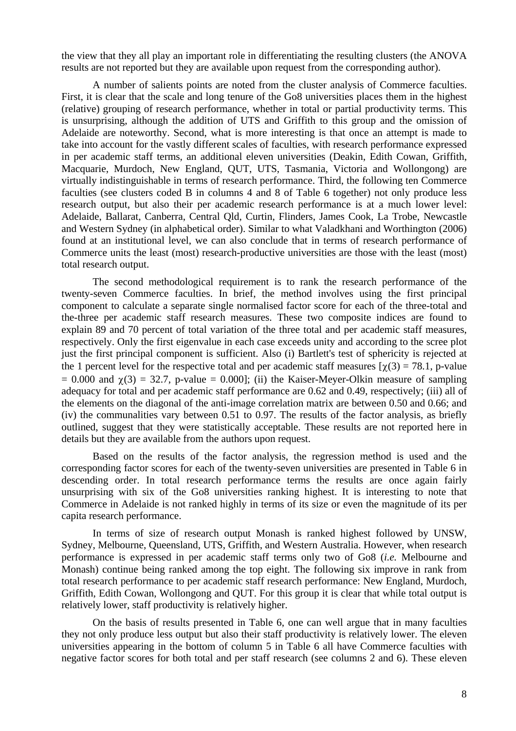the view that they all play an important role in differentiating the resulting clusters (the ANOVA results are not reported but they are available upon request from the corresponding author).

A number of salients points are noted from the cluster analysis of Commerce faculties. First, it is clear that the scale and long tenure of the Go8 universities places them in the highest (relative) grouping of research performance, whether in total or partial productivity terms. This is unsurprising, although the addition of UTS and Griffith to this group and the omission of Adelaide are noteworthy. Second, what is more interesting is that once an attempt is made to take into account for the vastly different scales of faculties, with research performance expressed in per academic staff terms, an additional eleven universities (Deakin, Edith Cowan, Griffith, Macquarie, Murdoch, New England, QUT, UTS, Tasmania, Victoria and Wollongong) are virtually indistinguishable in terms of research performance. Third, the following ten Commerce faculties (see clusters coded B in columns 4 and 8 of Table 6 together) not only produce less research output, but also their per academic research performance is at a much lower level: Adelaide, Ballarat, Canberra, Central Qld, Curtin, Flinders, James Cook, La Trobe, Newcastle and Western Sydney (in alphabetical order). Similar to what Valadkhani and Worthington (2006) found at an institutional level, we can also conclude that in terms of research performance of Commerce units the least (most) research-productive universities are those with the least (most) total research output.

The second methodological requirement is to rank the research performance of the twenty-seven Commerce faculties. In brief, the method involves using the first principal component to calculate a separate single normalised factor score for each of the three-total and the-three per academic staff research measures. These two composite indices are found to explain 89 and 70 percent of total variation of the three total and per academic staff measures, respectively. Only the first eigenvalue in each case exceeds unity and according to the scree plot just the first principal component is sufficient. Also (i) Bartlett's test of sphericity is rejected at the 1 percent level for the respective total and per academic staff measures [$\chi(3) = 78.1$, p-value $= 0.000$ and $\chi(3) = 32.7$, p-value $= 0.000$]; (ii) the Kaiser-Meyer-Olkin measure of sampling adequacy for total and per academic staff performance are 0.62 and 0.49, respectively; (iii) all of the elements on the diagonal of the anti-image correlation matrix are between 0.50 and 0.66; and (iv) the communalities vary between 0.51 to 0.97. The results of the factor analysis, as briefly outlined, suggest that they were statistically acceptable. These results are not reported here in details but they are available from the authors upon request.

Based on the results of the factor analysis, the regression method is used and the corresponding factor scores for each of the twenty-seven universities are presented in Table 6 in descending order. In total research performance terms the results are once again fairly unsurprising with six of the Go8 universities ranking highest. It is interesting to note that Commerce in Adelaide is not ranked highly in terms of its size or even the magnitude of its per capita research performance.

In terms of size of research output Monash is ranked highest followed by UNSW, Sydney, Melbourne, Queensland, UTS, Griffith, and Western Australia. However, when research performance is expressed in per academic staff terms only two of Go8 (*i.e.* Melbourne and Monash) continue being ranked among the top eight. The following six improve in rank from total research performance to per academic staff research performance: New England, Murdoch, Griffith, Edith Cowan, Wollongong and QUT. For this group it is clear that while total output is relatively lower, staff productivity is relatively higher.

On the basis of results presented in Table 6, one can well argue that in many faculties they not only produce less output but also their staff productivity is relatively lower. The eleven universities appearing in the bottom of column 5 in Table 6 all have Commerce faculties with negative factor scores for both total and per staff research (see columns 2 and 6). These eleven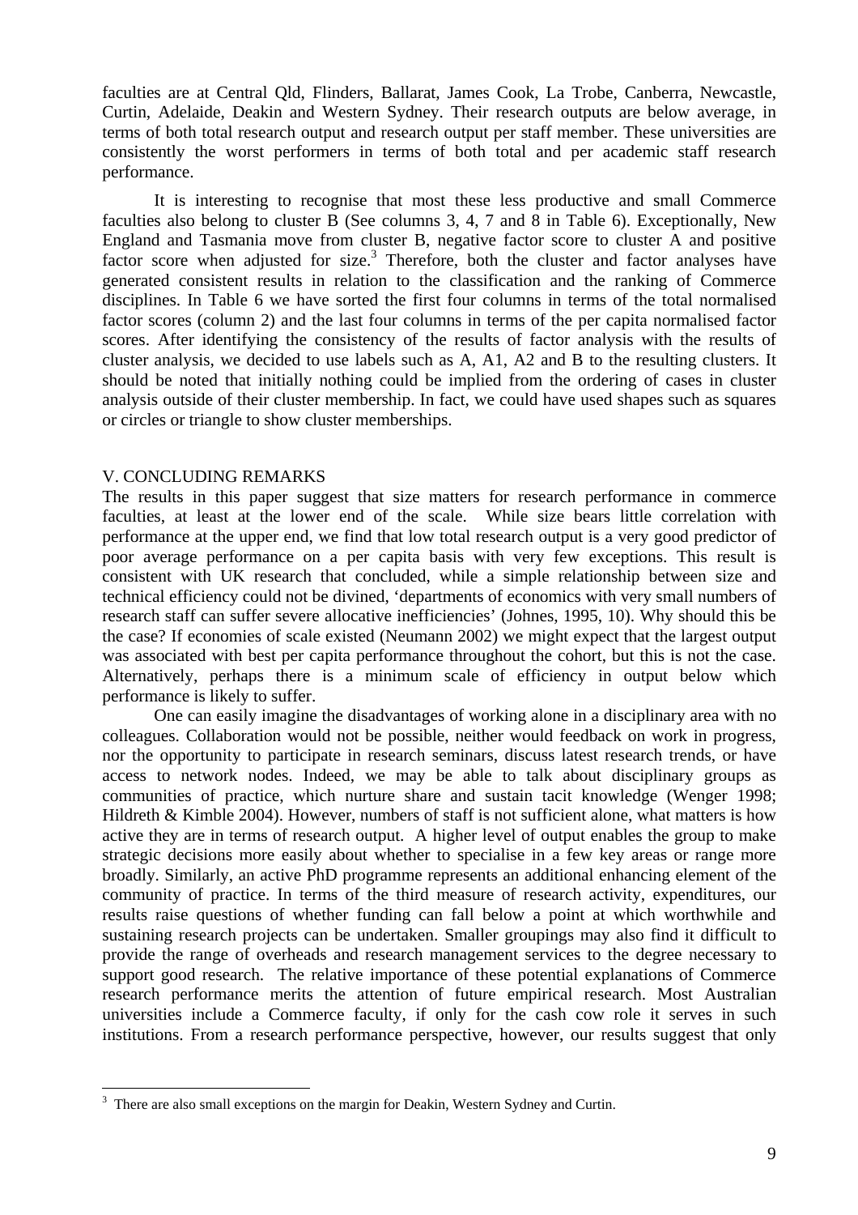faculties are at Central Qld, Flinders, Ballarat, James Cook, La Trobe, Canberra, Newcastle, Curtin, Adelaide, Deakin and Western Sydney. Their research outputs are below average, in terms of both total research output and research output per staff member. These universities are consistently the worst performers in terms of both total and per academic staff research performance.

It is interesting to recognise that most these less productive and small Commerce faculties also belong to cluster B (See columns 3, 4, 7 and 8 in Table 6). Exceptionally, New England and Tasmania move from cluster B, negative factor score to cluster A and positive factor score when adjusted for size.[3] Therefore, both the cluster and factor analyses have generated consistent results in relation to the classification and the ranking of Commerce disciplines. In Table 6 we have sorted the first four columns in terms of the total normalised factor scores (column 2) and the last four columns in terms of the per capita normalised factor scores. After identifying the consistency of the results of factor analysis with the results of cluster analysis, we decided to use labels such as A, A1, A2 and B to the resulting clusters. It should be noted that initially nothing could be implied from the ordering of cases in cluster analysis outside of their cluster membership. In fact, we could have used shapes such as squares or circles or triangle to show cluster memberships.

## V. CONCLUDING REMARKS

The results in this paper suggest that size matters for research performance in commerce faculties, at least at the lower end of the scale. While size bears little correlation with performance at the upper end, we find that low total research output is a very good predictor of poor average performance on a per capita basis with very few exceptions. This result is consistent with UK research that concluded, while a simple relationship between size and technical efficiency could not be divined, 'departments of economics with very small numbers of research staff can suffer severe allocative inefficiencies' (Johnes, 1995, 10). Why should this be the case? If economies of scale existed (Neumann 2002) we might expect that the largest output was associated with best per capita performance throughout the cohort, but this is not the case. Alternatively, perhaps there is a minimum scale of efficiency in output below which performance is likely to suffer.

One can easily imagine the disadvantages of working alone in a disciplinary area with no colleagues. Collaboration would not be possible, neither would feedback on work in progress, nor the opportunity to participate in research seminars, discuss latest research trends, or have access to network nodes. Indeed, we may be able to talk about disciplinary groups as communities of practice, which nurture share and sustain tacit knowledge (Wenger 1998; Hildreth & Kimble 2004). However, numbers of staff is not sufficient alone, what matters is how active they are in terms of research output. A higher level of output enables the group to make strategic decisions more easily about whether to specialise in a few key areas or range more broadly. Similarly, an active PhD programme represents an additional enhancing element of the community of practice. In terms of the third measure of research activity, expenditures, our results raise questions of whether funding can fall below a point at which worthwhile and sustaining research projects can be undertaken. Smaller groupings may also find it difficult to provide the range of overheads and research management services to the degree necessary to support good research. The relative importance of these potential explanations of Commerce research performance merits the attention of future empirical research. Most Australian universities include a Commerce faculty, if only for the cash cow role it serves in such institutions. From a research performance perspective, however, our results suggest that only

[3] There are also small exceptions on the margin for Deakin, Western Sydney and Curtin.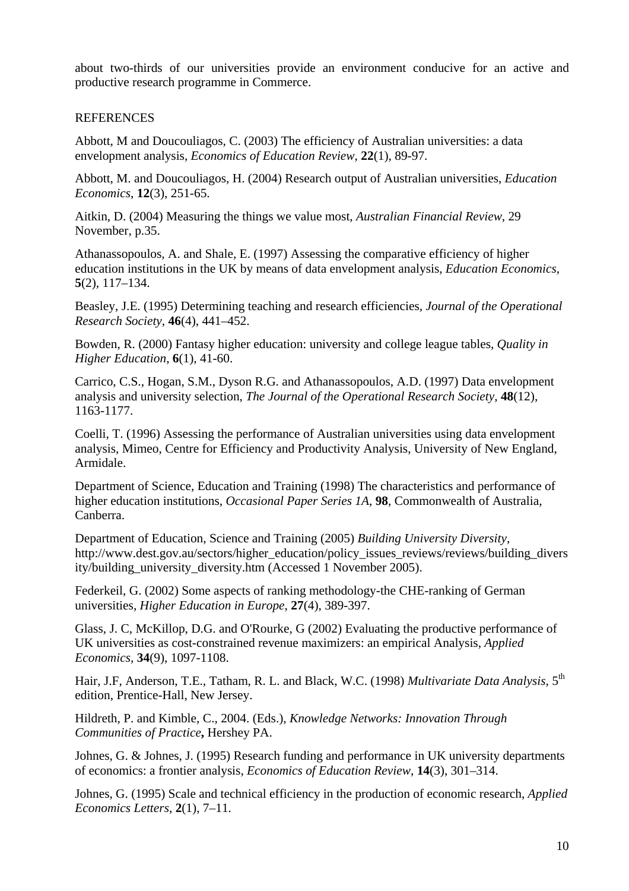about two-thirds of our universities provide an environment conducive for an active and productive research programme in Commerce.

REFERENCES

Abbott, M and Doucouliagos, C. (2003) The efficiency of Australian universities: a data envelopment analysis, *Economics of Education Review*, **22**(1), 89-97.

Abbott, M. and Doucouliagos, H. (2004) Research output of Australian universities, *Education Economics*, **12**(3), 251-65.

Aitkin, D. (2004) Measuring the things we value most, *Australian Financial Review*, 29 November, p.35.

Athanassopoulos, A. and Shale, E. (1997) Assessing the comparative efficiency of higher education institutions in the UK by means of data envelopment analysis, *Education Economics*, **5**(2), 117–134.

Beasley, J.E. (1995) Determining teaching and research efficiencies, *Journal of the Operational Research Society*, **46**(4), 441–452.

Bowden, R. (2000) Fantasy higher education: university and college league tables, *Quality in Higher Education*, **6**(1), 41-60.

Carrico, C.S., Hogan, S.M., Dyson R.G. and Athanassopoulos, A.D. (1997) Data envelopment analysis and university selection, *The Journal of the Operational Research Society*, **48**(12), 1163-1177.

Coelli, T. (1996) Assessing the performance of Australian universities using data envelopment analysis, Mimeo, Centre for Efficiency and Productivity Analysis, University of New England, Armidale.

Department of Science, Education and Training (1998) The characteristics and performance of higher education institutions, *Occasional Paper Series 1A*, **98**, Commonwealth of Australia, Canberra.

Department of Education, Science and Training (2005) *Building University Diversity*, http://www.dest.gov.au/sectors/higher_education/policy_issues_reviews/reviews/building_diversity/building_university_diversity.htm (Accessed 1 November 2005).

Federkeil, G. (2002) Some aspects of ranking methodology-the CHE-ranking of German universities, *Higher Education in Europe*, **27**(4), 389-397.

Glass, J. C, McKillop, D.G. and O'Rourke, G (2002) Evaluating the productive performance of UK universities as cost-constrained revenue maximizers: an empirical Analysis, *Applied Economics*, **34**(9), 1097-1108.

Hair, J.F, Anderson, T.E., Tatham, R. L. and Black, W.C. (1998) *Multivariate Data Analysis*, 5th edition, Prentice-Hall, New Jersey.

Hildreth, P. and Kimble, C., 2004. (Eds.), *Knowledge Networks: Innovation Through Communities of Practice***,** Hershey PA.

Johnes, G. & Johnes, J. (1995) Research funding and performance in UK university departments of economics: a frontier analysis, *Economics of Education Review*, **14**(3), 301–314.

Johnes, G. (1995) Scale and technical efficiency in the production of economic research, *Applied Economics Letters*, **2**(1), 7–11.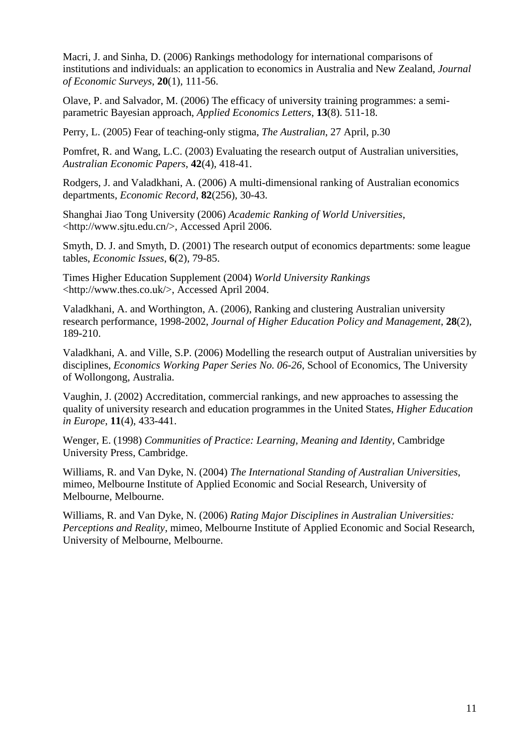Macri, J. and Sinha, D. (2006) Rankings methodology for international comparisons of institutions and individuals: an application to economics in Australia and New Zealand, *Journal of Economic Surveys*, **20**(1), 111-56.

Olave, P. and Salvador, M. (2006) The efficacy of university training programmes: a semi-parametric Bayesian approach, *Applied Economics Letters*, **13**(8). 511-18.

Perry, L. (2005) Fear of teaching-only stigma, *The Australian*, 27 April, p.30

Pomfret, R. and Wang, L.C. (2003) Evaluating the research output of Australian universities, *Australian Economic Papers*, **42**(4), 418-41.

Rodgers, J. and Valadkhani, A. (2006) A multi-dimensional ranking of Australian economics departments, *Economic Record*, **82**(256), 30-43.

Shanghai Jiao Tong University (2006) *Academic Ranking of World Universities*, <http://www.sjtu.edu.cn/>, Accessed April 2006.

Smyth, D. J. and Smyth, D. (2001) The research output of economics departments: some league tables, *Economic Issues*, **6**(2), 79-85.

Times Higher Education Supplement (2004) *World University Rankings* <http://www.thes.co.uk/>, Accessed April 2004.

Valadkhani, A. and Worthington, A. (2006), Ranking and clustering Australian university research performance, 1998-2002, *Journal of Higher Education Policy and Management*, **28**(2), 189-210.

Valadkhani, A. and Ville, S.P. (2006) Modelling the research output of Australian universities by disciplines, *Economics Working Paper Series No. 06-26*, School of Economics, The University of Wollongong, Australia.

Vaughin, J. (2002) Accreditation, commercial rankings, and new approaches to assessing the quality of university research and education programmes in the United States, *Higher Education in Europe*, **11**(4), 433-441.

Wenger, E. (1998) *Communities of Practice: Learning, Meaning and Identity*, Cambridge University Press, Cambridge.

Williams, R. and Van Dyke, N. (2004) *The International Standing of Australian Universities*, mimeo, Melbourne Institute of Applied Economic and Social Research, University of Melbourne, Melbourne.

Williams, R. and Van Dyke, N. (2006) *Rating Major Disciplines in Australian Universities: Perceptions and Reality*, mimeo, Melbourne Institute of Applied Economic and Social Research, University of Melbourne, Melbourne.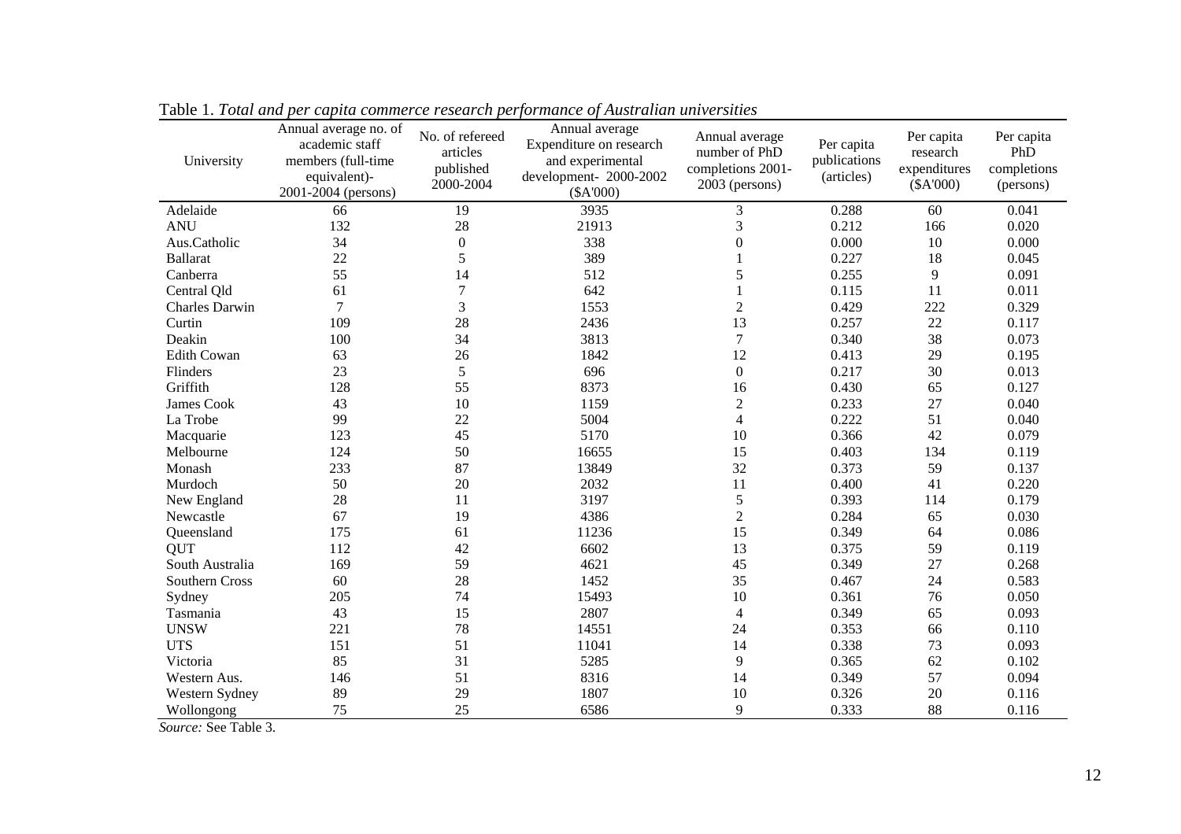Table 1. *Total and per capita commerce research performance of Australian universities*

| University | Annual average no. of academic staff members (full-time equivalent)- 2001-2004 (persons) | No. of refereed articles published 2000-2004 | Annual average Expenditure on research and experimental development- 2000-2002 ($A'000) | Annual average number of PhD completions 2001-2003 (persons) | Per capita publications (articles) | Per capita research expenditures ($A'000) | Per capita PhD completions (persons) |
|---|---|---|---|---|---|---|---|
| Adelaide | 66 | 19 | 3935 | 3 | 0.288 | 60 | 0.041 |
| ANU | 132 | 28 | 21913 | 3 | 0.212 | 166 | 0.020 |
| Aus.Catholic | 34 | 0 | 338 | 0 | 0.000 | 10 | 0.000 |
| Ballarat | 22 | 5 | 389 | 1 | 0.227 | 18 | 0.045 |
| Canberra | 55 | 14 | 512 | 5 | 0.255 | 9 | 0.091 |
| Central Qld | 61 | 7 | 642 | 1 | 0.115 | 11 | 0.011 |
| Charles Darwin | 7 | 3 | 1553 | 2 | 0.429 | 222 | 0.329 |
| Curtin | 109 | 28 | 2436 | 13 | 0.257 | 22 | 0.117 |
| Deakin | 100 | 34 | 3813 | 7 | 0.340 | 38 | 0.073 |
| Edith Cowan | 63 | 26 | 1842 | 12 | 0.413 | 29 | 0.195 |
| Flinders | 23 | 5 | 696 | 0 | 0.217 | 30 | 0.013 |
| Griffith | 128 | 55 | 8373 | 16 | 0.430 | 65 | 0.127 |
| James Cook | 43 | 10 | 1159 | 2 | 0.233 | 27 | 0.040 |
| La Trobe | 99 | 22 | 5004 | 4 | 0.222 | 51 | 0.040 |
| Macquarie | 123 | 45 | 5170 | 10 | 0.366 | 42 | 0.079 |
| Melbourne | 124 | 50 | 16655 | 15 | 0.403 | 134 | 0.119 |
| Monash | 233 | 87 | 13849 | 32 | 0.373 | 59 | 0.137 |
| Murdoch | 50 | 20 | 2032 | 11 | 0.400 | 41 | 0.220 |
| New England | 28 | 11 | 3197 | 5 | 0.393 | 114 | 0.179 |
| Newcastle | 67 | 19 | 4386 | 2 | 0.284 | 65 | 0.030 |
| Queensland | 175 | 61 | 11236 | 15 | 0.349 | 64 | 0.086 |
| QUT | 112 | 42 | 6602 | 13 | 0.375 | 59 | 0.119 |
| South Australia | 169 | 59 | 4621 | 45 | 0.349 | 27 | 0.268 |
| Southern Cross | 60 | 28 | 1452 | 35 | 0.467 | 24 | 0.583 |
| Sydney | 205 | 74 | 15493 | 10 | 0.361 | 76 | 0.050 |
| Tasmania | 43 | 15 | 2807 | 4 | 0.349 | 65 | 0.093 |
| UNSW | 221 | 78 | 14551 | 24 | 0.353 | 66 | 0.110 |
| UTS | 151 | 51 | 11041 | 14 | 0.338 | 73 | 0.093 |
| Victoria | 85 | 31 | 5285 | 9 | 0.365 | 62 | 0.102 |
| Western Aus. | 146 | 51 | 8316 | 14 | 0.349 | 57 | 0.094 |
| Western Sydney | 89 | 29 | 1807 | 10 | 0.326 | 20 | 0.116 |
| Wollongong | 75 | 25 | 6586 | 9 | 0.333 | 88 | 0.116 |

*Source:* See Table 3.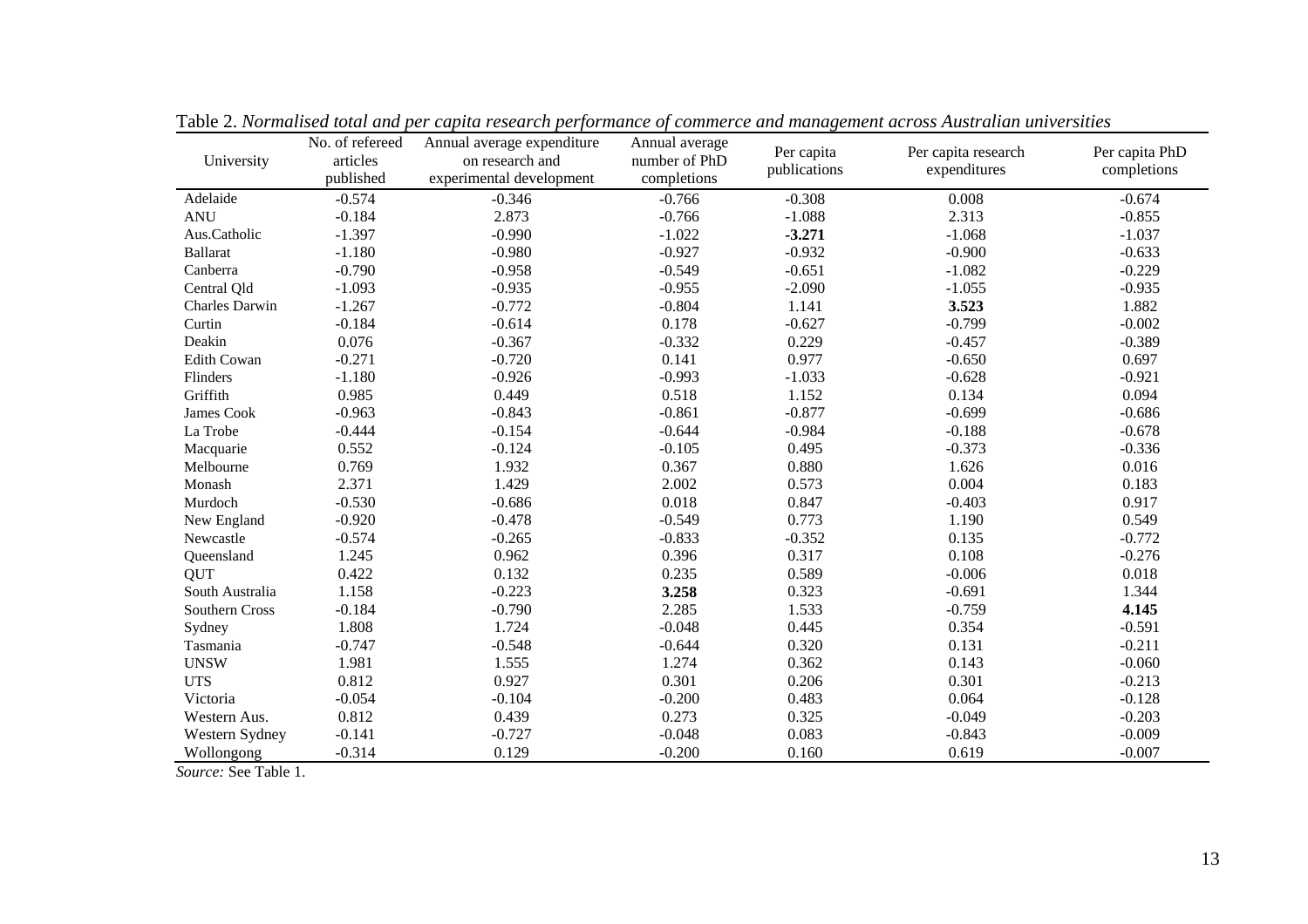Table 2. *Normalised total and per capita research performance of commerce and management across Australian universities*

| University | No. of refereed articles published | Annual average expenditure on research and experimental development | Annual average number of PhD completions | Per capita publications | Per capita research expenditures | Per capita PhD completions |
|---|---|---|---|---|---|---|
| Adelaide | -0.574 | -0.346 | -0.766 | -0.308 | 0.008 | -0.674 |
| ANU | -0.184 | 2.873 | -0.766 | -1.088 | 2.313 | -0.855 |
| Aus.Catholic | -1.397 | -0.990 | -1.022 | **-3.271** | -1.068 | -1.037 |
| Ballarat | -1.180 | -0.980 | -0.927 | -0.932 | -0.900 | -0.633 |
| Canberra | -0.790 | -0.958 | -0.549 | -0.651 | -1.082 | -0.229 |
| Central Qld | -1.093 | -0.935 | -0.955 | -2.090 | -1.055 | -0.935 |
| Charles Darwin | -1.267 | -0.772 | -0.804 | 1.141 | **3.523** | 1.882 |
| Curtin | -0.184 | -0.614 | 0.178 | -0.627 | -0.799 | -0.002 |
| Deakin | 0.076 | -0.367 | -0.332 | 0.229 | -0.457 | -0.389 |
| Edith Cowan | -0.271 | -0.720 | 0.141 | 0.977 | -0.650 | 0.697 |
| Flinders | -1.180 | -0.926 | -0.993 | -1.033 | -0.628 | -0.921 |
| Griffith | 0.985 | 0.449 | 0.518 | 1.152 | 0.134 | 0.094 |
| James Cook | -0.963 | -0.843 | -0.861 | -0.877 | -0.699 | -0.686 |
| La Trobe | -0.444 | -0.154 | -0.644 | -0.984 | -0.188 | -0.678 |
| Macquarie | 0.552 | -0.124 | -0.105 | 0.495 | -0.373 | -0.336 |
| Melbourne | 0.769 | 1.932 | 0.367 | 0.880 | 1.626 | 0.016 |
| Monash | 2.371 | 1.429 | 2.002 | 0.573 | 0.004 | 0.183 |
| Murdoch | -0.530 | -0.686 | 0.018 | 0.847 | -0.403 | 0.917 |
| New England | -0.920 | -0.478 | -0.549 | 0.773 | 1.190 | 0.549 |
| Newcastle | -0.574 | -0.265 | -0.833 | -0.352 | 0.135 | -0.772 |
| Queensland | 1.245 | 0.962 | 0.396 | 0.317 | 0.108 | -0.276 |
| QUT | 0.422 | 0.132 | 0.235 | 0.589 | -0.006 | 0.018 |
| South Australia | 1.158 | -0.223 | **3.258** | 0.323 | -0.691 | 1.344 |
| Southern Cross | -0.184 | -0.790 | 2.285 | 1.533 | -0.759 | **4.145** |
| Sydney | 1.808 | 1.724 | -0.048 | 0.445 | 0.354 | -0.591 |
| Tasmania | -0.747 | -0.548 | -0.644 | 0.320 | 0.131 | -0.211 |
| UNSW | 1.981 | 1.555 | 1.274 | 0.362 | 0.143 | -0.060 |
| UTS | 0.812 | 0.927 | 0.301 | 0.206 | 0.301 | -0.213 |
| Victoria | -0.054 | -0.104 | -0.200 | 0.483 | 0.064 | -0.128 |
| Western Aus. | 0.812 | 0.439 | 0.273 | 0.325 | -0.049 | -0.203 |
| Western Sydney | -0.141 | -0.727 | -0.048 | 0.083 | -0.843 | -0.009 |
| Wollongong | -0.314 | 0.129 | -0.200 | 0.160 | 0.619 | -0.007 |

*Source:* See Table 1.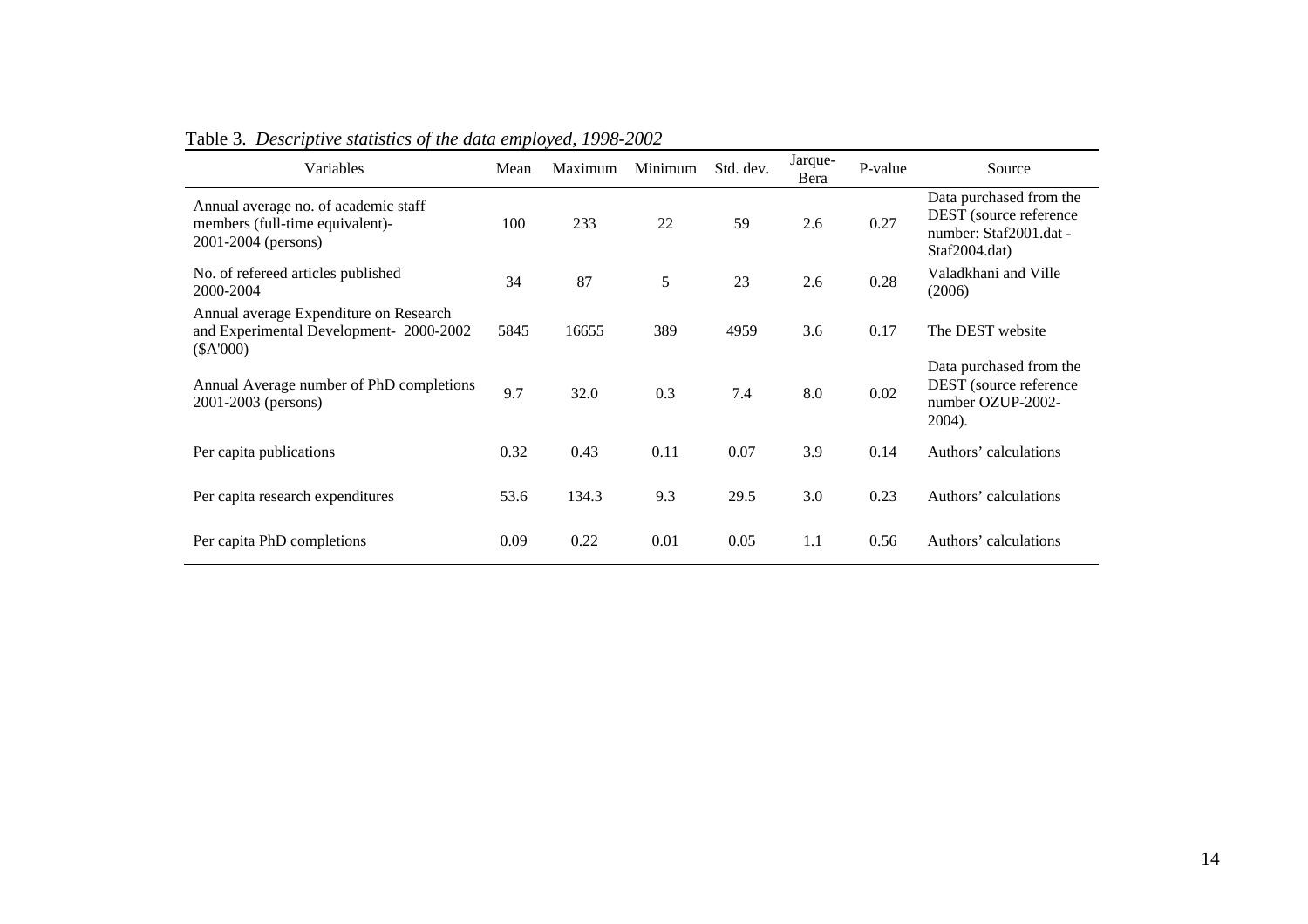Table 3. *Descriptive statistics of the data employed, 1998-2002*

| Variables | Mean | Maximum | Minimum | Std. dev. | Jarque-Bera | P-value | Source |
|---|---|---|---|---|---|---|---|
| Annual average no. of academic staff members (full-time equivalent)- 2001-2004 (persons) | 100 | 233 | 22 | 59 | 2.6 | 0.27 | Data purchased from the DEST (source reference number: Staf2001.dat - Staf2004.dat) |
| No. of refereed articles published 2000-2004 | 34 | 87 | 5 | 23 | 2.6 | 0.28 | Valadkhani and Ville (2006) |
| Annual average Expenditure on Research and Experimental Development- 2000-2002 ($A'000) | 5845 | 16655 | 389 | 4959 | 3.6 | 0.17 | The DEST website |
| Annual Average number of PhD completions 2001-2003 (persons) | 9.7 | 32.0 | 0.3 | 7.4 | 8.0 | 0.02 | Data purchased from the DEST (source reference number OZUP-2002-2004). |
| Per capita publications | 0.32 | 0.43 | 0.11 | 0.07 | 3.9 | 0.14 | Authors' calculations |
| Per capita research expenditures | 53.6 | 134.3 | 9.3 | 29.5 | 3.0 | 0.23 | Authors' calculations |
| Per capita PhD completions | 0.09 | 0.22 | 0.01 | 0.05 | 1.1 | 0.56 | Authors' calculations |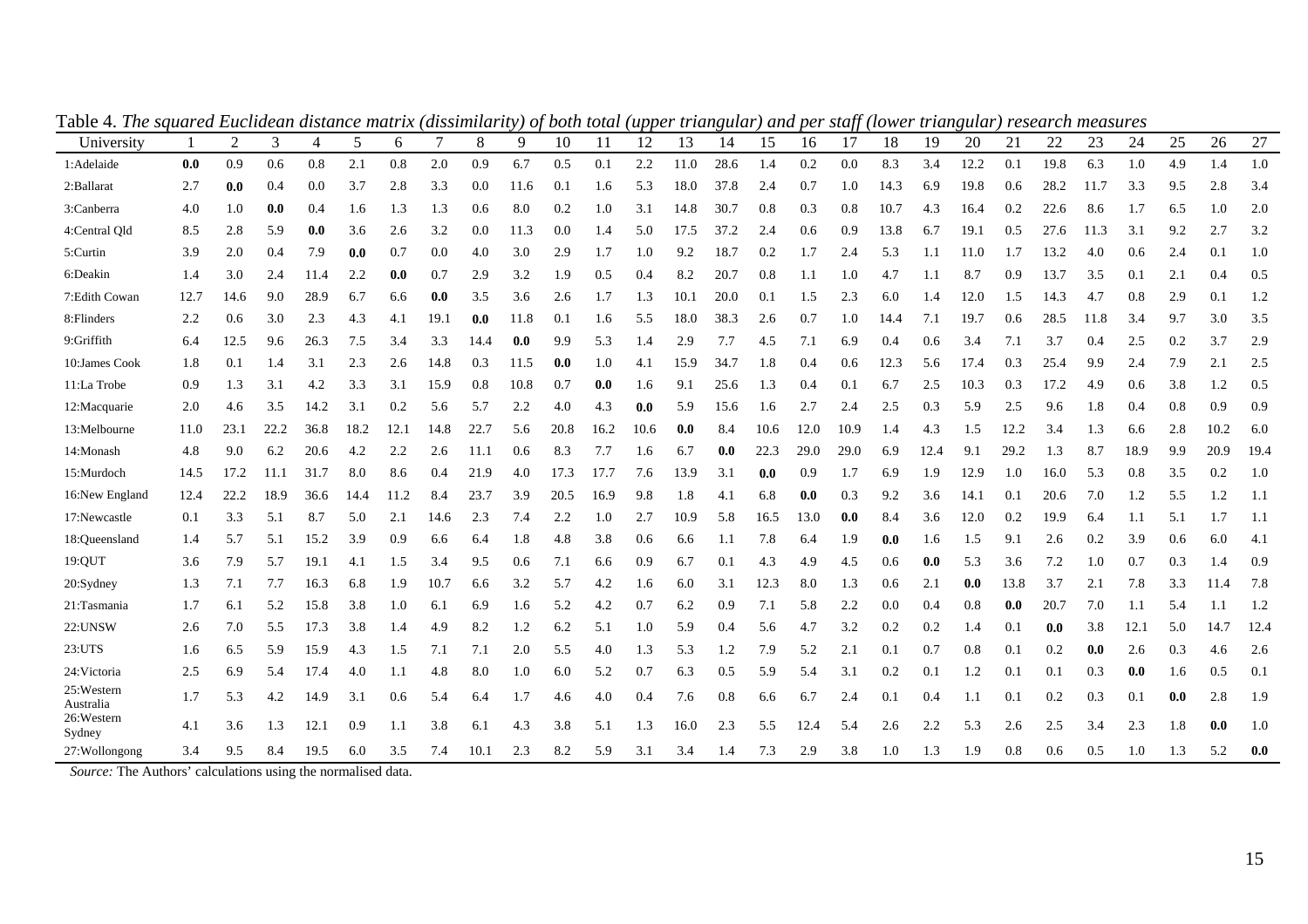Table 4. *The squared Euclidean distance matrix (dissimilarity) of both total (upper triangular) and per staff (lower triangular) research measures*

| University | 1 | 2 | 3 | 4 | 5 | 6 | 7 | 8 | 9 | 10 | 11 | 12 | 13 | 14 | 15 | 16 | 17 | 18 | 19 | 20 | 21 | 22 | 23 | 24 | 25 | 26 | 27 |
|---|---|---|---|---|---|---|---|---|---|---|---|---|---|---|---|---|---|---|---|---|---|---|---|---|---|---|---|
| 1:Adelaide | **0.0** | 0.9 | 0.6 | 0.8 | 2.1 | 0.8 | 2.0 | 0.9 | 6.7 | 0.5 | 0.1 | 2.2 | 11.0 | 28.6 | 1.4 | 0.2 | 0.0 | 8.3 | 3.4 | 12.2 | 0.1 | 19.8 | 6.3 | 1.0 | 4.9 | 1.4 | 1.0 |
| 2:Ballarat | 2.7 | **0.0** | 0.4 | 0.0 | 3.7 | 2.8 | 3.3 | 0.0 | 11.6 | 0.1 | 1.6 | 5.3 | 18.0 | 37.8 | 2.4 | 0.7 | 1.0 | 14.3 | 6.9 | 19.8 | 0.6 | 28.2 | 11.7 | 3.3 | 9.5 | 2.8 | 3.4 |
| 3:Canberra | 4.0 | 1.0 | **0.0** | 0.4 | 1.6 | 1.3 | 1.3 | 0.6 | 8.0 | 0.2 | 1.0 | 3.1 | 14.8 | 30.7 | 0.8 | 0.3 | 0.8 | 10.7 | 4.3 | 16.4 | 0.2 | 22.6 | 8.6 | 1.7 | 6.5 | 1.0 | 2.0 |
| 4:Central Qld | 8.5 | 2.8 | 5.9 | **0.0** | 3.6 | 2.6 | 3.2 | 0.0 | 11.3 | 0.0 | 1.4 | 5.0 | 17.5 | 37.2 | 2.4 | 0.6 | 0.9 | 13.8 | 6.7 | 19.1 | 0.5 | 27.6 | 11.3 | 3.1 | 9.2 | 2.7 | 3.2 |
| 5:Curtin | 3.9 | 2.0 | 0.4 | 7.9 | **0.0** | 0.7 | 0.0 | 4.0 | 3.0 | 2.9 | 1.7 | 1.0 | 9.2 | 18.7 | 0.2 | 1.7 | 2.4 | 5.3 | 1.1 | 11.0 | 1.7 | 13.2 | 4.0 | 0.6 | 2.4 | 0.1 | 1.0 |
| 6:Deakin | 1.4 | 3.0 | 2.4 | 11.4 | 2.2 | **0.0** | 0.7 | 2.9 | 3.2 | 1.9 | 0.5 | 0.4 | 8.2 | 20.7 | 0.8 | 1.1 | 1.0 | 4.7 | 1.1 | 8.7 | 0.9 | 13.7 | 3.5 | 0.1 | 2.1 | 0.4 | 0.5 |
| 7:Edith Cowan | 12.7 | 14.6 | 9.0 | 28.9 | 6.7 | 6.6 | **0.0** | 3.5 | 3.6 | 2.6 | 1.7 | 1.3 | 10.1 | 20.0 | 0.1 | 1.5 | 2.3 | 6.0 | 1.4 | 12.0 | 1.5 | 14.3 | 4.7 | 0.8 | 2.9 | 0.1 | 1.2 |
| 8:Flinders | 2.2 | 0.6 | 3.0 | 2.3 | 4.3 | 4.1 | 19.1 | **0.0** | 11.8 | 0.1 | 1.6 | 5.5 | 18.0 | 38.3 | 2.6 | 0.7 | 1.0 | 14.4 | 7.1 | 19.7 | 0.6 | 28.5 | 11.8 | 3.4 | 9.7 | 3.0 | 3.5 |
| 9:Griffith | 6.4 | 12.5 | 9.6 | 26.3 | 7.5 | 3.4 | 3.3 | 14.4 | **0.0** | 9.9 | 5.3 | 1.4 | 2.9 | 7.7 | 4.5 | 7.1 | 6.9 | 0.4 | 0.6 | 3.4 | 7.1 | 3.7 | 0.4 | 2.5 | 0.2 | 3.7 | 2.9 |
| 10:James Cook | 1.8 | 0.1 | 1.4 | 3.1 | 2.3 | 2.6 | 14.8 | 0.3 | 11.5 | **0.0** | 1.0 | 4.1 | 15.9 | 34.7 | 1.8 | 0.4 | 0.6 | 12.3 | 5.6 | 17.4 | 0.3 | 25.4 | 9.9 | 2.4 | 7.9 | 2.1 | 2.5 |
| 11:La Trobe | 0.9 | 1.3 | 3.1 | 4.2 | 3.3 | 3.1 | 15.9 | 0.8 | 10.8 | 0.7 | **0.0** | 1.6 | 9.1 | 25.6 | 1.3 | 0.4 | 0.1 | 6.7 | 2.5 | 10.3 | 0.3 | 17.2 | 4.9 | 0.6 | 3.8 | 1.2 | 0.5 |
| 12:Macquarie | 2.0 | 4.6 | 3.5 | 14.2 | 3.1 | 0.2 | 5.6 | 5.7 | 2.2 | 4.0 | 4.3 | **0.0** | 5.9 | 15.6 | 1.6 | 2.7 | 2.4 | 2.5 | 0.3 | 5.9 | 2.5 | 9.6 | 1.8 | 0.4 | 0.8 | 0.9 | 0.9 |
| 13:Melbourne | 11.0 | 23.1 | 22.2 | 36.8 | 18.2 | 12.1 | 14.8 | 22.7 | 5.6 | 20.8 | 16.2 | 10.6 | **0.0** | 8.4 | 10.6 | 12.0 | 10.9 | 1.4 | 4.3 | 1.5 | 12.2 | 3.4 | 1.3 | 6.6 | 2.8 | 10.2 | 6.0 |
| 14:Monash | 4.8 | 9.0 | 6.2 | 20.6 | 4.2 | 2.2 | 2.6 | 11.1 | 0.6 | 8.3 | 7.7 | 1.6 | 6.7 | **0.0** | 22.3 | 29.0 | 29.0 | 6.9 | 12.4 | 9.1 | 29.2 | 1.3 | 8.7 | 18.9 | 9.9 | 20.9 | 19.4 |
| 15:Murdoch | 14.5 | 17.2 | 11.1 | 31.7 | 8.0 | 8.6 | 0.4 | 21.9 | 4.0 | 17.3 | 17.7 | 7.6 | 13.9 | 3.1 | **0.0** | 0.9 | 1.7 | 6.9 | 1.9 | 12.9 | 1.0 | 16.0 | 5.3 | 0.8 | 3.5 | 0.2 | 1.0 |
| 16:New England | 12.4 | 22.2 | 18.9 | 36.6 | 14.4 | 11.2 | 8.4 | 23.7 | 3.9 | 20.5 | 16.9 | 9.8 | 1.8 | 4.1 | 6.8 | **0.0** | 0.3 | 9.2 | 3.6 | 14.1 | 0.1 | 20.6 | 7.0 | 1.2 | 5.5 | 1.2 | 1.1 |
| 17:Newcastle | 0.1 | 3.3 | 5.1 | 8.7 | 5.0 | 2.1 | 14.6 | 2.3 | 7.4 | 2.2 | 1.0 | 2.7 | 10.9 | 5.8 | 16.5 | 13.0 | **0.0** | 8.4 | 3.6 | 12.0 | 0.2 | 19.9 | 6.4 | 1.1 | 5.1 | 1.7 | 1.1 |
| 18:Queensland | 1.4 | 5.7 | 5.1 | 15.2 | 3.9 | 0.9 | 6.6 | 6.4 | 1.8 | 4.8 | 3.8 | 0.6 | 6.6 | 1.1 | 7.8 | 6.4 | 1.9 | **0.0** | 1.6 | 1.5 | 9.1 | 2.6 | 0.2 | 3.9 | 0.6 | 6.0 | 4.1 |
| 19:QUT | 3.6 | 7.9 | 5.7 | 19.1 | 4.1 | 1.5 | 3.4 | 9.5 | 0.6 | 7.1 | 6.6 | 0.9 | 6.7 | 0.1 | 4.3 | 4.9 | 4.5 | 0.6 | **0.0** | 5.3 | 3.6 | 7.2 | 1.0 | 0.7 | 0.3 | 1.4 | 0.9 |
| 20:Sydney | 1.3 | 7.1 | 7.7 | 16.3 | 6.8 | 1.9 | 10.7 | 6.6 | 3.2 | 5.7 | 4.2 | 1.6 | 6.0 | 3.1 | 12.3 | 8.0 | 1.3 | 0.6 | 2.1 | **0.0** | 13.8 | 3.7 | 2.1 | 7.8 | 3.3 | 11.4 | 7.8 |
| 21:Tasmania | 1.7 | 6.1 | 5.2 | 15.8 | 3.8 | 1.0 | 6.1 | 6.9 | 1.6 | 5.2 | 4.2 | 0.7 | 6.2 | 0.9 | 7.1 | 5.8 | 2.2 | 0.0 | 0.4 | 0.8 | **0.0** | 20.7 | 7.0 | 1.1 | 5.4 | 1.1 | 1.2 |
| 22:UNSW | 2.6 | 7.0 | 5.5 | 17.3 | 3.8 | 1.4 | 4.9 | 8.2 | 1.2 | 6.2 | 5.1 | 1.0 | 5.9 | 0.4 | 5.6 | 4.7 | 3.2 | 0.2 | 0.2 | 1.4 | 0.1 | **0.0** | 3.8 | 12.1 | 5.0 | 14.7 | 12.4 |
| 23:UTS | 1.6 | 6.5 | 5.9 | 15.9 | 4.3 | 1.5 | 7.1 | 7.1 | 2.0 | 5.5 | 4.0 | 1.3 | 5.3 | 1.2 | 7.9 | 5.2 | 2.1 | 0.1 | 0.7 | 0.8 | 0.1 | 0.2 | **0.0** | 2.6 | 0.3 | 4.6 | 2.6 |
| 24:Victoria | 2.5 | 6.9 | 5.4 | 17.4 | 4.0 | 1.1 | 4.8 | 8.0 | 1.0 | 6.0 | 5.2 | 0.7 | 6.3 | 0.5 | 5.9 | 5.4 | 3.1 | 0.2 | 0.1 | 1.2 | 0.1 | 0.1 | 0.3 | **0.0** | 1.6 | 0.5 | 0.1 |
| 25:Western Australia | 1.7 | 5.3 | 4.2 | 14.9 | 3.1 | 0.6 | 5.4 | 6.4 | 1.7 | 4.6 | 4.0 | 0.4 | 7.6 | 0.8 | 6.6 | 6.7 | 2.4 | 0.1 | 0.4 | 1.1 | 0.1 | 0.2 | 0.3 | 0.1 | **0.0** | 2.8 | 1.9 |
| 26:Western Sydney | 4.1 | 3.6 | 1.3 | 12.1 | 0.9 | 1.1 | 3.8 | 6.1 | 4.3 | 3.8 | 5.1 | 1.3 | 16.0 | 2.3 | 5.5 | 12.4 | 5.4 | 2.6 | 2.2 | 5.3 | 2.6 | 2.5 | 3.4 | 2.3 | 1.8 | **0.0** | 1.0 |
| 27:Wollongong | 3.4 | 9.5 | 8.4 | 19.5 | 6.0 | 3.5 | 7.4 | 10.1 | 2.3 | 8.2 | 5.9 | 3.1 | 3.4 | 1.4 | 7.3 | 2.9 | 3.8 | 1.0 | 1.3 | 1.9 | 0.8 | 0.6 | 0.5 | 1.0 | 1.3 | 5.2 | **0.0** |

*Source:* The Authors' calculations using the normalised data.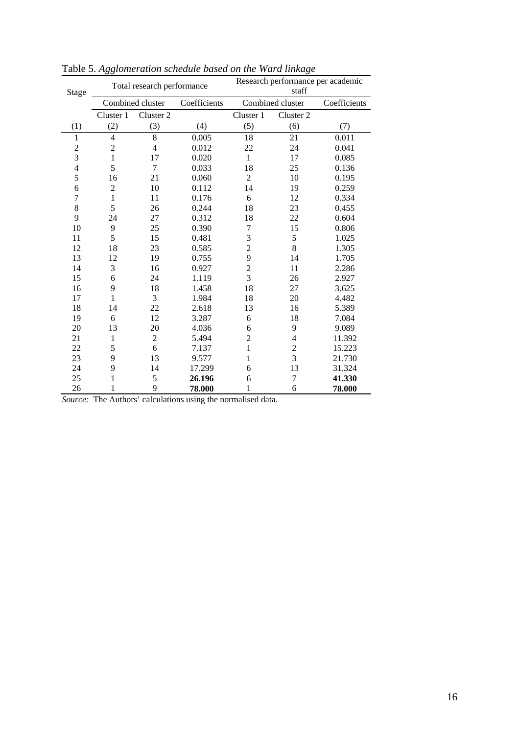Table 5. *Agglomeration schedule based on the Ward linkage*

| Stage | Total research performance | | | Research performance per academic staff | | |
|---|---|---|---|---|---|---|
| | Combined cluster | | Coefficients | Combined cluster | | Coefficients |
| | Cluster 1 | Cluster 2 | | Cluster 1 | Cluster 2 | |
| (1) | (2) | (3) | (4) | (5) | (6) | (7) |
| 1 | 4 | 8 | 0.005 | 18 | 21 | 0.011 |
| 2 | 2 | 4 | 0.012 | 22 | 24 | 0.041 |
| 3 | 1 | 17 | 0.020 | 1 | 17 | 0.085 |
| 4 | 5 | 7 | 0.033 | 18 | 25 | 0.136 |
| 5 | 16 | 21 | 0.060 | 2 | 10 | 0.195 |
| 6 | 2 | 10 | 0.112 | 14 | 19 | 0.259 |
| 7 | 1 | 11 | 0.176 | 6 | 12 | 0.334 |
| 8 | 5 | 26 | 0.244 | 18 | 23 | 0.455 |
| 9 | 24 | 27 | 0.312 | 18 | 22 | 0.604 |
| 10 | 9 | 25 | 0.390 | 7 | 15 | 0.806 |
| 11 | 5 | 15 | 0.481 | 3 | 5 | 1.025 |
| 12 | 18 | 23 | 0.585 | 2 | 8 | 1.305 |
| 13 | 12 | 19 | 0.755 | 9 | 14 | 1.705 |
| 14 | 3 | 16 | 0.927 | 2 | 11 | 2.286 |
| 15 | 6 | 24 | 1.119 | 3 | 26 | 2.927 |
| 16 | 9 | 18 | 1.458 | 18 | 27 | 3.625 |
| 17 | 1 | 3 | 1.984 | 18 | 20 | 4.482 |
| 18 | 14 | 22 | 2.618 | 13 | 16 | 5.389 |
| 19 | 6 | 12 | 3.287 | 6 | 18 | 7.084 |
| 20 | 13 | 20 | 4.036 | 6 | 9 | 9.089 |
| 21 | 1 | 2 | 5.494 | 2 | 4 | 11.392 |
| 22 | 5 | 6 | 7.137 | 1 | 2 | 15.223 |
| 23 | 9 | 13 | 9.577 | 1 | 3 | 21.730 |
| 24 | 9 | 14 | 17.299 | 6 | 13 | 31.324 |
| 25 | 1 | 5 | **26.196** | 6 | 7 | **41.330** |
| 26 | 1 | 9 | **78.000** | 1 | 6 | **78.000** |

*Source:* The Authors' calculations using the normalised data.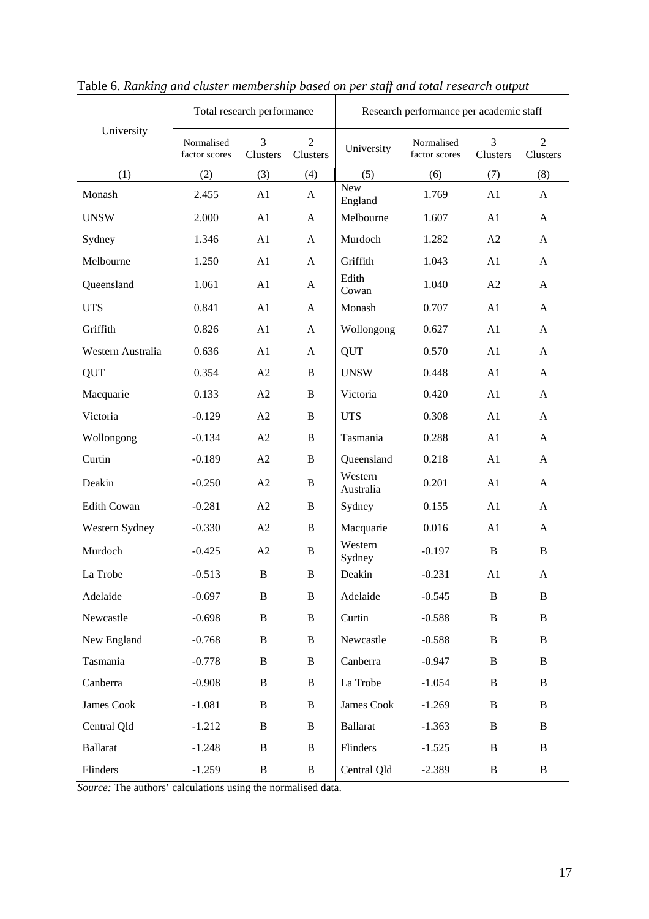Table 6. *Ranking and cluster membership based on per staff and total research output*

| University | Total research performance | | | Research performance per academic staff | | | |
|---|---|---|---|---|---|---|---|
| | Normalised factor scores | 3 Clusters | 2 Clusters | University | Normalised factor scores | 3 Clusters | 2 Clusters |
| (1) | (2) | (3) | (4) | (5) | (6) | (7) | (8) |
| Monash | 2.455 | A1 | A | New England | 1.769 | A1 | A |
| UNSW | 2.000 | A1 | A | Melbourne | 1.607 | A1 | A |
| Sydney | 1.346 | A1 | A | Murdoch | 1.282 | A2 | A |
| Melbourne | 1.250 | A1 | A | Griffith | 1.043 | A1 | A |
| Queensland | 1.061 | A1 | A | Edith Cowan | 1.040 | A2 | A |
| UTS | 0.841 | A1 | A | Monash | 0.707 | A1 | A |
| Griffith | 0.826 | A1 | A | Wollongong | 0.627 | A1 | A |
| Western Australia | 0.636 | A1 | A | QUT | 0.570 | A1 | A |
| QUT | 0.354 | A2 | B | UNSW | 0.448 | A1 | A |
| Macquarie | 0.133 | A2 | B | Victoria | 0.420 | A1 | A |
| Victoria | -0.129 | A2 | B | UTS | 0.308 | A1 | A |
| Wollongong | -0.134 | A2 | B | Tasmania | 0.288 | A1 | A |
| Curtin | -0.189 | A2 | B | Queensland | 0.218 | A1 | A |
| Deakin | -0.250 | A2 | B | Western Australia | 0.201 | A1 | A |
| Edith Cowan | -0.281 | A2 | B | Sydney | 0.155 | A1 | A |
| Western Sydney | -0.330 | A2 | B | Macquarie | 0.016 | A1 | A |
| Murdoch | -0.425 | A2 | B | Western Sydney | -0.197 | B | B |
| La Trobe | -0.513 | B | B | Deakin | -0.231 | A1 | A |
| Adelaide | -0.697 | B | B | Adelaide | -0.545 | B | B |
| Newcastle | -0.698 | B | B | Curtin | -0.588 | B | B |
| New England | -0.768 | B | B | Newcastle | -0.588 | B | B |
| Tasmania | -0.778 | B | B | Canberra | -0.947 | B | B |
| Canberra | -0.908 | B | B | La Trobe | -1.054 | B | B |
| James Cook | -1.081 | B | B | James Cook | -1.269 | B | B |
| Central Qld | -1.212 | B | B | Ballarat | -1.363 | B | B |
| Ballarat | -1.248 | B | B | Flinders | -1.525 | B | B |
| Flinders | -1.259 | B | B | Central Qld | -2.389 | B | B |

*Source:* The authors' calculations using the normalised data.